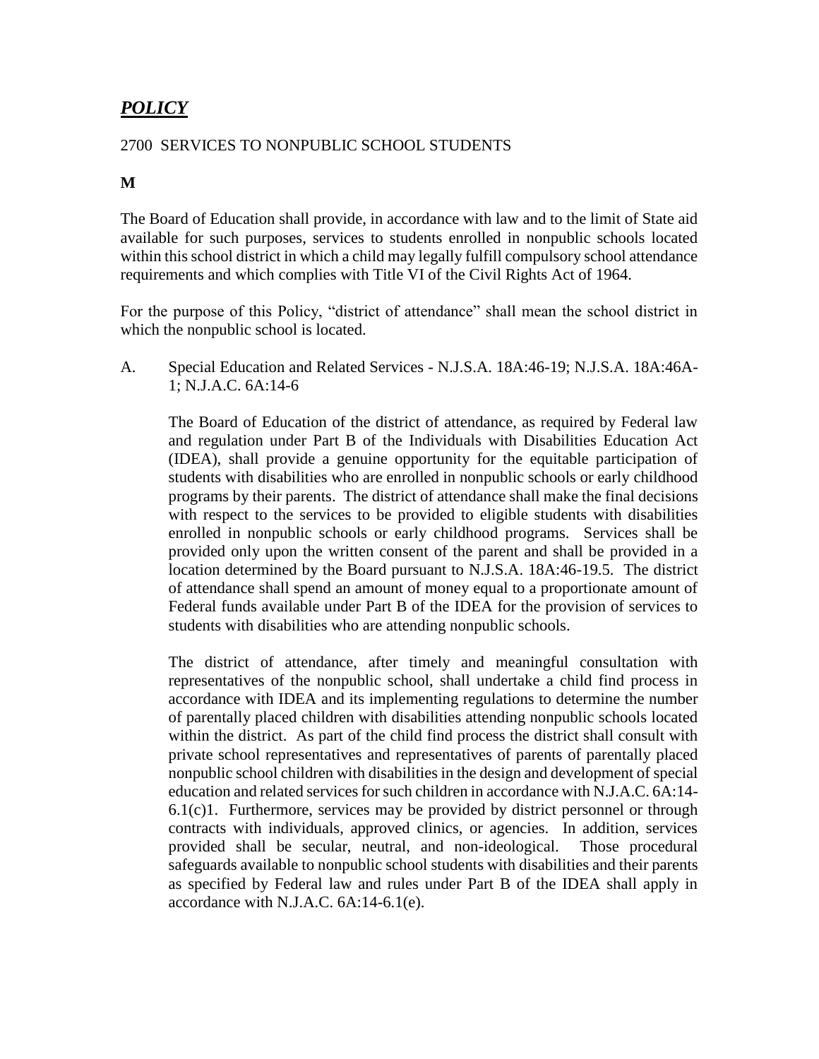# *POLICY*

2700 SERVICES TO NONPUBLIC SCHOOL STUDENTS

**M**

The Board of Education shall provide, in accordance with law and to the limit of State aid available for such purposes, services to students enrolled in nonpublic schools located within this school district in which a child may legally fulfill compulsory school attendance requirements and which complies with Title VI of the Civil Rights Act of 1964.

For the purpose of this Policy, "district of attendance" shall mean the school district in which the nonpublic school is located.

A. Special Education and Related Services - N.J.S.A. 18A:46-19; N.J.S.A. 18A:46A-1; N.J.A.C. 6A:14-6

The Board of Education of the district of attendance, as required by Federal law and regulation under Part B of the Individuals with Disabilities Education Act (IDEA), shall provide a genuine opportunity for the equitable participation of students with disabilities who are enrolled in nonpublic schools or early childhood programs by their parents. The district of attendance shall make the final decisions with respect to the services to be provided to eligible students with disabilities enrolled in nonpublic schools or early childhood programs. Services shall be provided only upon the written consent of the parent and shall be provided in a location determined by the Board pursuant to N.J.S.A. 18A:46-19.5. The district of attendance shall spend an amount of money equal to a proportionate amount of Federal funds available under Part B of the IDEA for the provision of services to students with disabilities who are attending nonpublic schools.

The district of attendance, after timely and meaningful consultation with representatives of the nonpublic school, shall undertake a child find process in accordance with IDEA and its implementing regulations to determine the number of parentally placed children with disabilities attending nonpublic schools located within the district. As part of the child find process the district shall consult with private school representatives and representatives of parents of parentally placed nonpublic school children with disabilities in the design and development of special education and related services for such children in accordance with N.J.A.C. 6A:14-6.1(c)1. Furthermore, services may be provided by district personnel or through contracts with individuals, approved clinics, or agencies. In addition, services provided shall be secular, neutral, and non-ideological. Those procedural safeguards available to nonpublic school students with disabilities and their parents as specified by Federal law and rules under Part B of the IDEA shall apply in accordance with N.J.A.C. 6A:14-6.1(e).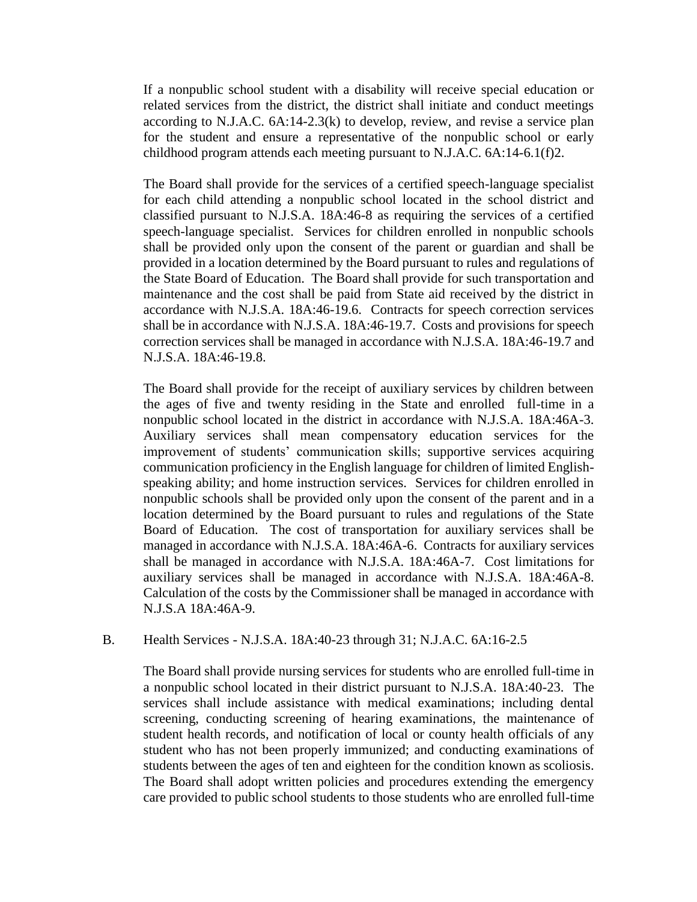If a nonpublic school student with a disability will receive special education or related services from the district, the district shall initiate and conduct meetings according to N.J.A.C. 6A:14-2.3(k) to develop, review, and revise a service plan for the student and ensure a representative of the nonpublic school or early childhood program attends each meeting pursuant to N.J.A.C. 6A:14-6.1(f)2.

The Board shall provide for the services of a certified speech-language specialist for each child attending a nonpublic school located in the school district and classified pursuant to N.J.S.A. 18A:46-8 as requiring the services of a certified speech-language specialist. Services for children enrolled in nonpublic schools shall be provided only upon the consent of the parent or guardian and shall be provided in a location determined by the Board pursuant to rules and regulations of the State Board of Education. The Board shall provide for such transportation and maintenance and the cost shall be paid from State aid received by the district in accordance with N.J.S.A. 18A:46-19.6. Contracts for speech correction services shall be in accordance with N.J.S.A. 18A:46-19.7. Costs and provisions for speech correction services shall be managed in accordance with N.J.S.A. 18A:46-19.7 and N.J.S.A. 18A:46-19.8.

The Board shall provide for the receipt of auxiliary services by children between the ages of five and twenty residing in the State and enrolled full-time in a nonpublic school located in the district in accordance with N.J.S.A. 18A:46A-3. Auxiliary services shall mean compensatory education services for the improvement of students' communication skills; supportive services acquiring communication proficiency in the English language for children of limited English-speaking ability; and home instruction services. Services for children enrolled in nonpublic schools shall be provided only upon the consent of the parent and in a location determined by the Board pursuant to rules and regulations of the State Board of Education. The cost of transportation for auxiliary services shall be managed in accordance with N.J.S.A. 18A:46A-6. Contracts for auxiliary services shall be managed in accordance with N.J.S.A. 18A:46A-7. Cost limitations for auxiliary services shall be managed in accordance with N.J.S.A. 18A:46A-8. Calculation of the costs by the Commissioner shall be managed in accordance with N.J.S.A 18A:46A-9.

B. Health Services - N.J.S.A. 18A:40-23 through 31; N.J.A.C. 6A:16-2.5

The Board shall provide nursing services for students who are enrolled full-time in a nonpublic school located in their district pursuant to N.J.S.A. 18A:40-23. The services shall include assistance with medical examinations; including dental screening, conducting screening of hearing examinations, the maintenance of student health records, and notification of local or county health officials of any student who has not been properly immunized; and conducting examinations of students between the ages of ten and eighteen for the condition known as scoliosis. The Board shall adopt written policies and procedures extending the emergency care provided to public school students to those students who are enrolled full-time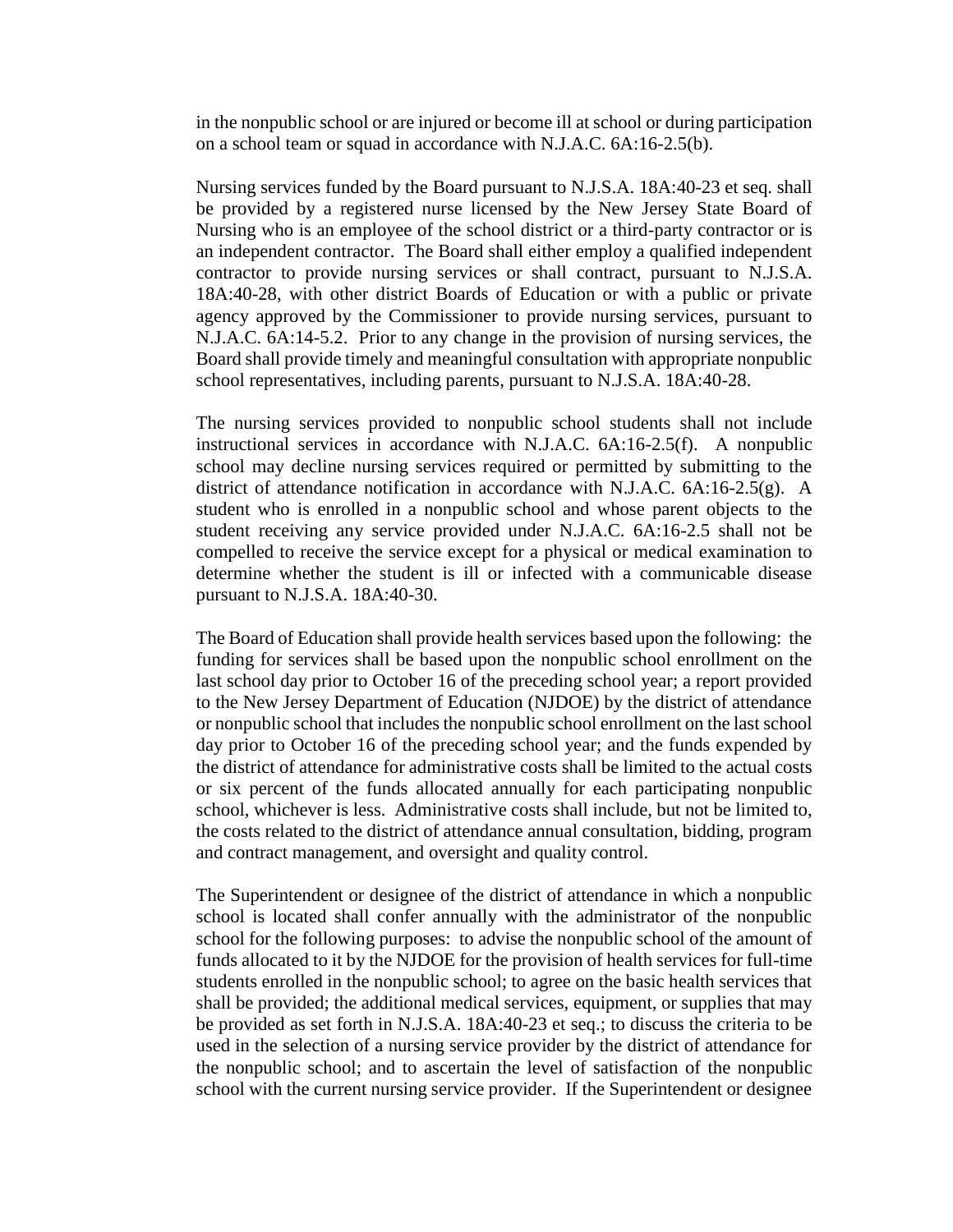in the nonpublic school or are injured or become ill at school or during participation on a school team or squad in accordance with N.J.A.C. 6A:16-2.5(b).

Nursing services funded by the Board pursuant to N.J.S.A. 18A:40-23 et seq. shall be provided by a registered nurse licensed by the New Jersey State Board of Nursing who is an employee of the school district or a third-party contractor or is an independent contractor. The Board shall either employ a qualified independent contractor to provide nursing services or shall contract, pursuant to N.J.S.A. 18A:40-28, with other district Boards of Education or with a public or private agency approved by the Commissioner to provide nursing services, pursuant to N.J.A.C. 6A:14-5.2. Prior to any change in the provision of nursing services, the Board shall provide timely and meaningful consultation with appropriate nonpublic school representatives, including parents, pursuant to N.J.S.A. 18A:40-28.

The nursing services provided to nonpublic school students shall not include instructional services in accordance with N.J.A.C. 6A:16-2.5(f). A nonpublic school may decline nursing services required or permitted by submitting to the district of attendance notification in accordance with N.J.A.C. 6A:16-2.5(g). A student who is enrolled in a nonpublic school and whose parent objects to the student receiving any service provided under N.J.A.C. 6A:16-2.5 shall not be compelled to receive the service except for a physical or medical examination to determine whether the student is ill or infected with a communicable disease pursuant to N.J.S.A. 18A:40-30.

The Board of Education shall provide health services based upon the following: the funding for services shall be based upon the nonpublic school enrollment on the last school day prior to October 16 of the preceding school year; a report provided to the New Jersey Department of Education (NJDOE) by the district of attendance or nonpublic school that includes the nonpublic school enrollment on the last school day prior to October 16 of the preceding school year; and the funds expended by the district of attendance for administrative costs shall be limited to the actual costs or six percent of the funds allocated annually for each participating nonpublic school, whichever is less. Administrative costs shall include, but not be limited to, the costs related to the district of attendance annual consultation, bidding, program and contract management, and oversight and quality control.

The Superintendent or designee of the district of attendance in which a nonpublic school is located shall confer annually with the administrator of the nonpublic school for the following purposes: to advise the nonpublic school of the amount of funds allocated to it by the NJDOE for the provision of health services for full-time students enrolled in the nonpublic school; to agree on the basic health services that shall be provided; the additional medical services, equipment, or supplies that may be provided as set forth in N.J.S.A. 18A:40-23 et seq.; to discuss the criteria to be used in the selection of a nursing service provider by the district of attendance for the nonpublic school; and to ascertain the level of satisfaction of the nonpublic school with the current nursing service provider. If the Superintendent or designee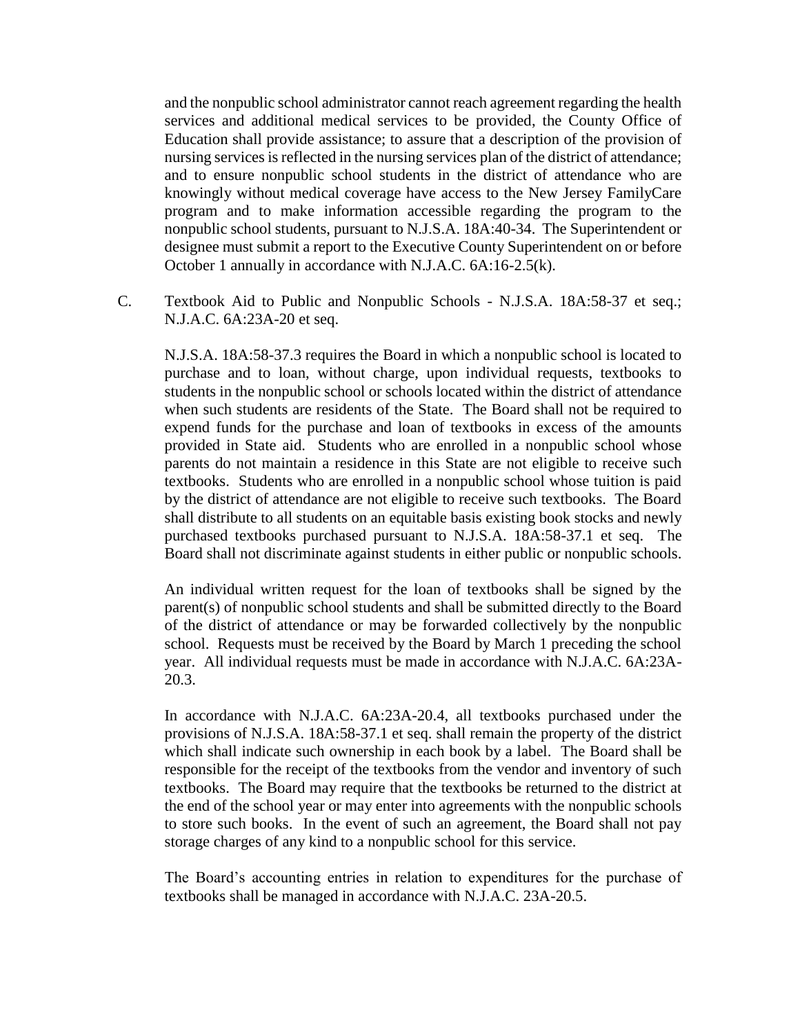and the nonpublic school administrator cannot reach agreement regarding the health services and additional medical services to be provided, the County Office of Education shall provide assistance; to assure that a description of the provision of nursing services is reflected in the nursing services plan of the district of attendance; and to ensure nonpublic school students in the district of attendance who are knowingly without medical coverage have access to the New Jersey FamilyCare program and to make information accessible regarding the program to the nonpublic school students, pursuant to N.J.S.A. 18A:40-34. The Superintendent or designee must submit a report to the Executive County Superintendent on or before October 1 annually in accordance with N.J.A.C. 6A:16-2.5(k).

C. Textbook Aid to Public and Nonpublic Schools - N.J.S.A. 18A:58-37 et seq.; N.J.A.C. 6A:23A-20 et seq.

N.J.S.A. 18A:58-37.3 requires the Board in which a nonpublic school is located to purchase and to loan, without charge, upon individual requests, textbooks to students in the nonpublic school or schools located within the district of attendance when such students are residents of the State. The Board shall not be required to expend funds for the purchase and loan of textbooks in excess of the amounts provided in State aid. Students who are enrolled in a nonpublic school whose parents do not maintain a residence in this State are not eligible to receive such textbooks. Students who are enrolled in a nonpublic school whose tuition is paid by the district of attendance are not eligible to receive such textbooks. The Board shall distribute to all students on an equitable basis existing book stocks and newly purchased textbooks purchased pursuant to N.J.S.A. 18A:58-37.1 et seq. The Board shall not discriminate against students in either public or nonpublic schools.

An individual written request for the loan of textbooks shall be signed by the parent(s) of nonpublic school students and shall be submitted directly to the Board of the district of attendance or may be forwarded collectively by the nonpublic school. Requests must be received by the Board by March 1 preceding the school year. All individual requests must be made in accordance with N.J.A.C. 6A:23A-20.3.

In accordance with N.J.A.C. 6A:23A-20.4, all textbooks purchased under the provisions of N.J.S.A. 18A:58-37.1 et seq. shall remain the property of the district which shall indicate such ownership in each book by a label. The Board shall be responsible for the receipt of the textbooks from the vendor and inventory of such textbooks. The Board may require that the textbooks be returned to the district at the end of the school year or may enter into agreements with the nonpublic schools to store such books. In the event of such an agreement, the Board shall not pay storage charges of any kind to a nonpublic school for this service.

The Board's accounting entries in relation to expenditures for the purchase of textbooks shall be managed in accordance with N.J.A.C. 23A-20.5.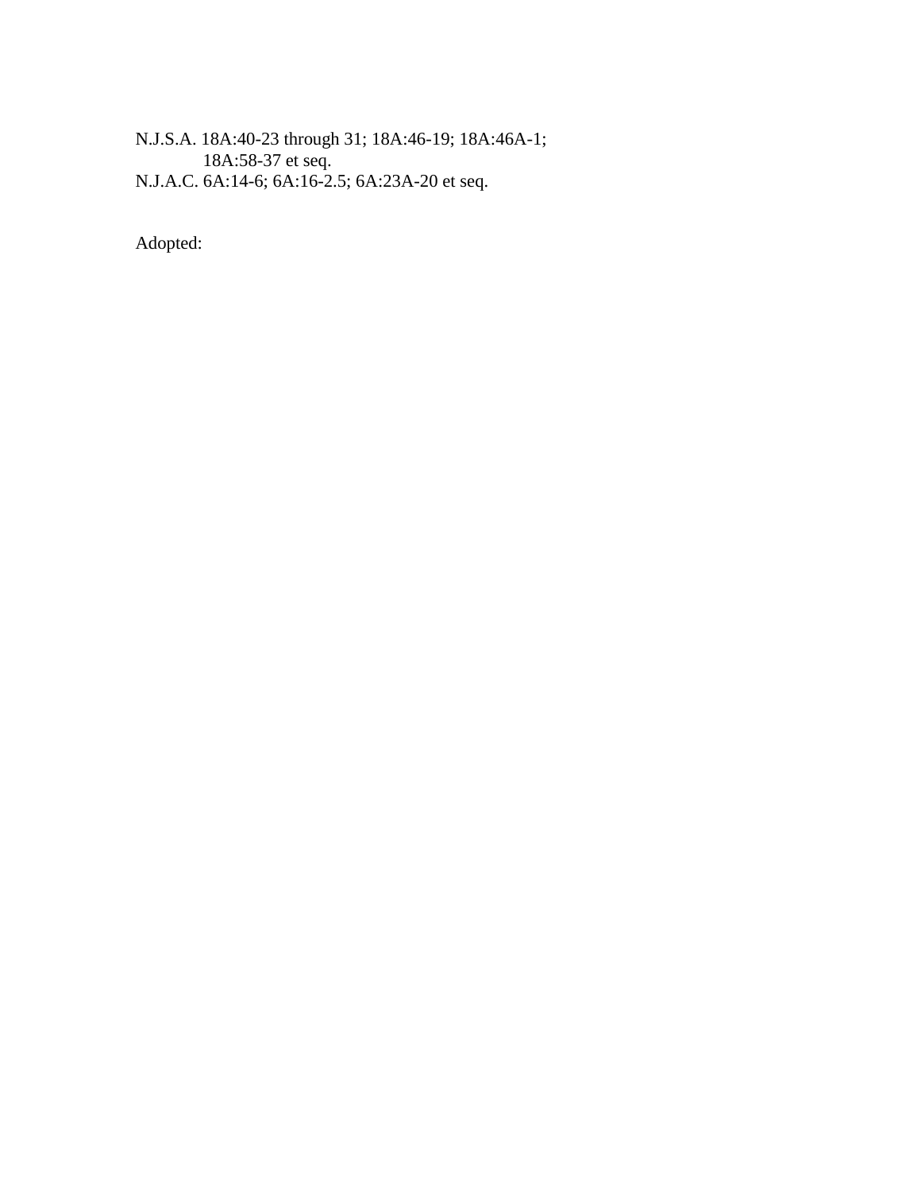N.J.S.A. 18A:40-23 through 31; 18A:46-19; 18A:46A-1;
18A:58-37 et seq.
N.J.A.C. 6A:14-6; 6A:16-2.5; 6A:23A-20 et seq.

Adopted: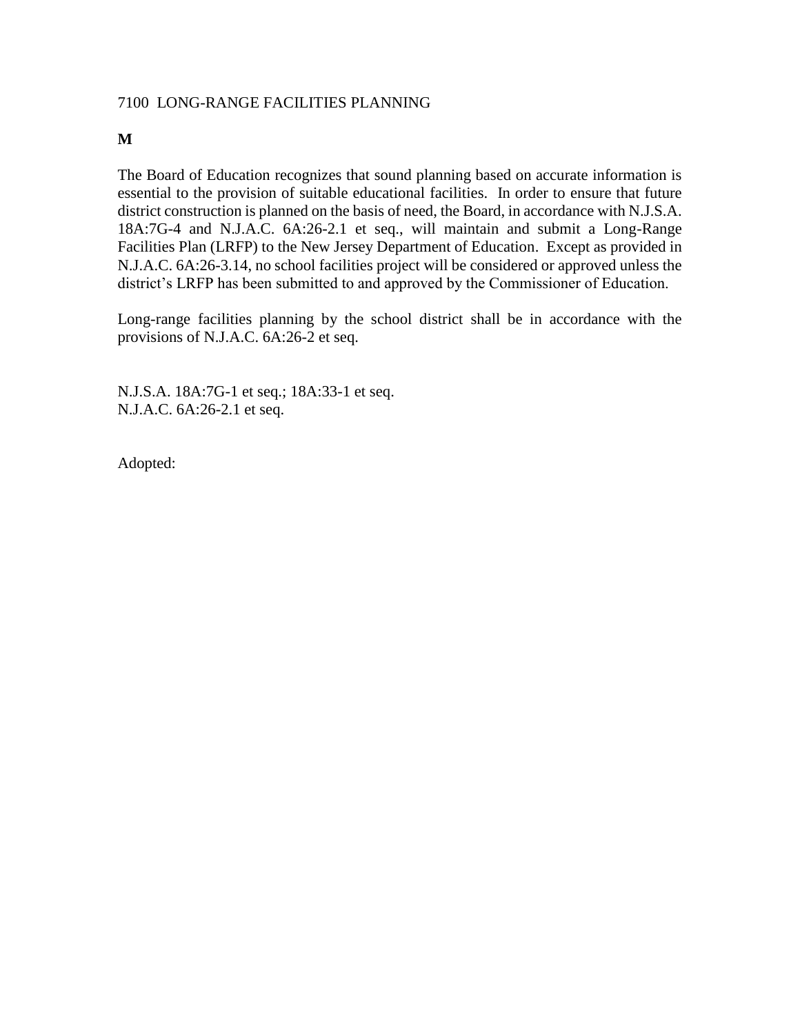# 7100 LONG-RANGE FACILITIES PLANNING

**M**

The Board of Education recognizes that sound planning based on accurate information is essential to the provision of suitable educational facilities. In order to ensure that future district construction is planned on the basis of need, the Board, in accordance with N.J.S.A. 18A:7G-4 and N.J.A.C. 6A:26-2.1 et seq., will maintain and submit a Long-Range Facilities Plan (LRFP) to the New Jersey Department of Education. Except as provided in N.J.A.C. 6A:26-3.14, no school facilities project will be considered or approved unless the district's LRFP has been submitted to and approved by the Commissioner of Education.

Long-range facilities planning by the school district shall be in accordance with the provisions of N.J.A.C. 6A:26-2 et seq.

N.J.S.A. 18A:7G-1 et seq.; 18A:33-1 et seq.
N.J.A.C. 6A:26-2.1 et seq.

Adopted: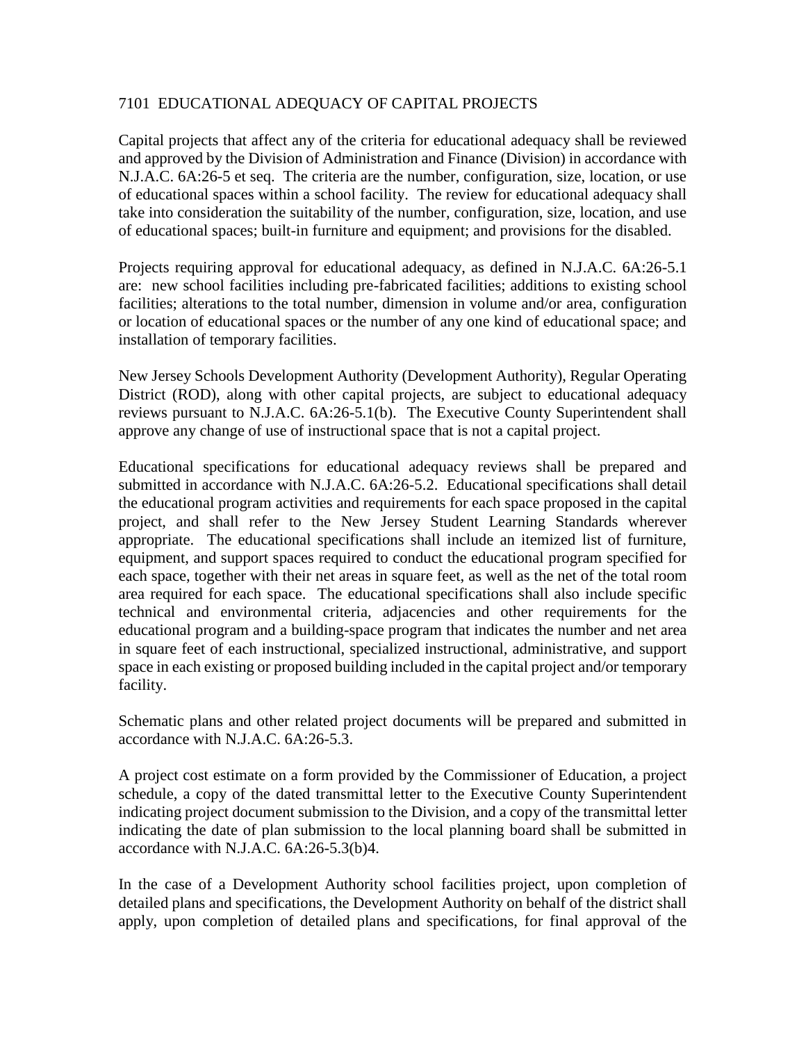# 7101 EDUCATIONAL ADEQUACY OF CAPITAL PROJECTS

Capital projects that affect any of the criteria for educational adequacy shall be reviewed and approved by the Division of Administration and Finance (Division) in accordance with N.J.A.C. 6A:26-5 et seq. The criteria are the number, configuration, size, location, or use of educational spaces within a school facility. The review for educational adequacy shall take into consideration the suitability of the number, configuration, size, location, and use of educational spaces; built-in furniture and equipment; and provisions for the disabled.

Projects requiring approval for educational adequacy, as defined in N.J.A.C. 6A:26-5.1 are: new school facilities including pre-fabricated facilities; additions to existing school facilities; alterations to the total number, dimension in volume and/or area, configuration or location of educational spaces or the number of any one kind of educational space; and installation of temporary facilities.

New Jersey Schools Development Authority (Development Authority), Regular Operating District (ROD), along with other capital projects, are subject to educational adequacy reviews pursuant to N.J.A.C. 6A:26-5.1(b). The Executive County Superintendent shall approve any change of use of instructional space that is not a capital project.

Educational specifications for educational adequacy reviews shall be prepared and submitted in accordance with N.J.A.C. 6A:26-5.2. Educational specifications shall detail the educational program activities and requirements for each space proposed in the capital project, and shall refer to the New Jersey Student Learning Standards wherever appropriate. The educational specifications shall include an itemized list of furniture, equipment, and support spaces required to conduct the educational program specified for each space, together with their net areas in square feet, as well as the net of the total room area required for each space. The educational specifications shall also include specific technical and environmental criteria, adjacencies and other requirements for the educational program and a building-space program that indicates the number and net area in square feet of each instructional, specialized instructional, administrative, and support space in each existing or proposed building included in the capital project and/or temporary facility.

Schematic plans and other related project documents will be prepared and submitted in accordance with N.J.A.C. 6A:26-5.3.

A project cost estimate on a form provided by the Commissioner of Education, a project schedule, a copy of the dated transmittal letter to the Executive County Superintendent indicating project document submission to the Division, and a copy of the transmittal letter indicating the date of plan submission to the local planning board shall be submitted in accordance with N.J.A.C. 6A:26-5.3(b)4.

In the case of a Development Authority school facilities project, upon completion of detailed plans and specifications, the Development Authority on behalf of the district shall apply, upon completion of detailed plans and specifications, for final approval of the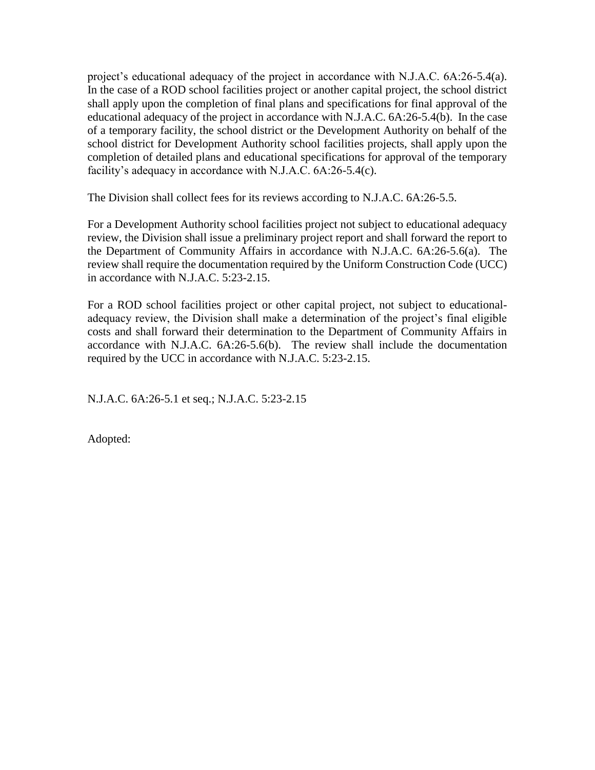project's educational adequacy of the project in accordance with N.J.A.C. 6A:26-5.4(a). In the case of a ROD school facilities project or another capital project, the school district shall apply upon the completion of final plans and specifications for final approval of the educational adequacy of the project in accordance with N.J.A.C. 6A:26-5.4(b). In the case of a temporary facility, the school district or the Development Authority on behalf of the school district for Development Authority school facilities projects, shall apply upon the completion of detailed plans and educational specifications for approval of the temporary facility's adequacy in accordance with N.J.A.C. 6A:26-5.4(c).

The Division shall collect fees for its reviews according to N.J.A.C. 6A:26-5.5.

For a Development Authority school facilities project not subject to educational adequacy review, the Division shall issue a preliminary project report and shall forward the report to the Department of Community Affairs in accordance with N.J.A.C. 6A:26-5.6(a). The review shall require the documentation required by the Uniform Construction Code (UCC) in accordance with N.J.A.C. 5:23-2.15.

For a ROD school facilities project or other capital project, not subject to educational-adequacy review, the Division shall make a determination of the project's final eligible costs and shall forward their determination to the Department of Community Affairs in accordance with N.J.A.C. 6A:26-5.6(b). The review shall include the documentation required by the UCC in accordance with N.J.A.C. 5:23-2.15.

N.J.A.C. 6A:26-5.1 et seq.; N.J.A.C. 5:23-2.15

Adopted: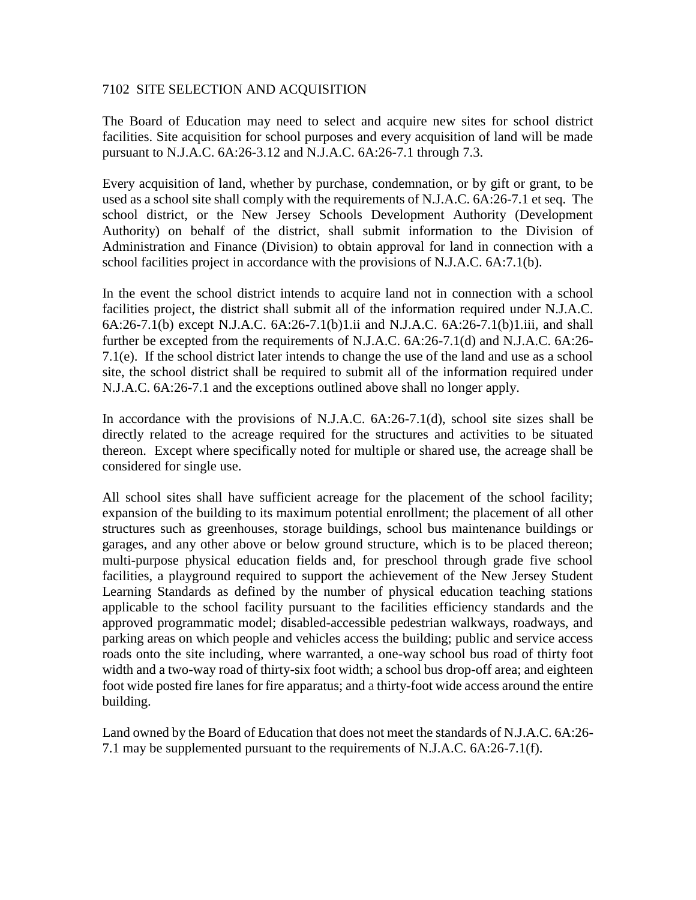## 7102 SITE SELECTION AND ACQUISITION

The Board of Education may need to select and acquire new sites for school district facilities. Site acquisition for school purposes and every acquisition of land will be made pursuant to N.J.A.C. 6A:26-3.12 and N.J.A.C. 6A:26-7.1 through 7.3.

Every acquisition of land, whether by purchase, condemnation, or by gift or grant, to be used as a school site shall comply with the requirements of N.J.A.C. 6A:26-7.1 et seq. The school district, or the New Jersey Schools Development Authority (Development Authority) on behalf of the district, shall submit information to the Division of Administration and Finance (Division) to obtain approval for land in connection with a school facilities project in accordance with the provisions of N.J.A.C. 6A:7.1(b).

In the event the school district intends to acquire land not in connection with a school facilities project, the district shall submit all of the information required under N.J.A.C. 6A:26-7.1(b) except N.J.A.C. 6A:26-7.1(b)1.ii and N.J.A.C. 6A:26-7.1(b)1.iii, and shall further be excepted from the requirements of N.J.A.C. 6A:26-7.1(d) and N.J.A.C. 6A:26-7.1(e). If the school district later intends to change the use of the land and use as a school site, the school district shall be required to submit all of the information required under N.J.A.C. 6A:26-7.1 and the exceptions outlined above shall no longer apply.

In accordance with the provisions of N.J.A.C. 6A:26-7.1(d), school site sizes shall be directly related to the acreage required for the structures and activities to be situated thereon. Except where specifically noted for multiple or shared use, the acreage shall be considered for single use.

All school sites shall have sufficient acreage for the placement of the school facility; expansion of the building to its maximum potential enrollment; the placement of all other structures such as greenhouses, storage buildings, school bus maintenance buildings or garages, and any other above or below ground structure, which is to be placed thereon; multi-purpose physical education fields and, for preschool through grade five school facilities, a playground required to support the achievement of the New Jersey Student Learning Standards as defined by the number of physical education teaching stations applicable to the school facility pursuant to the facilities efficiency standards and the approved programmatic model; disabled-accessible pedestrian walkways, roadways, and parking areas on which people and vehicles access the building; public and service access roads onto the site including, where warranted, a one-way school bus road of thirty foot width and a two-way road of thirty-six foot width; a school bus drop-off area; and eighteen foot wide posted fire lanes for fire apparatus; and a thirty-foot wide access around the entire building.

Land owned by the Board of Education that does not meet the standards of N.J.A.C. 6A:26-7.1 may be supplemented pursuant to the requirements of N.J.A.C. 6A:26-7.1(f).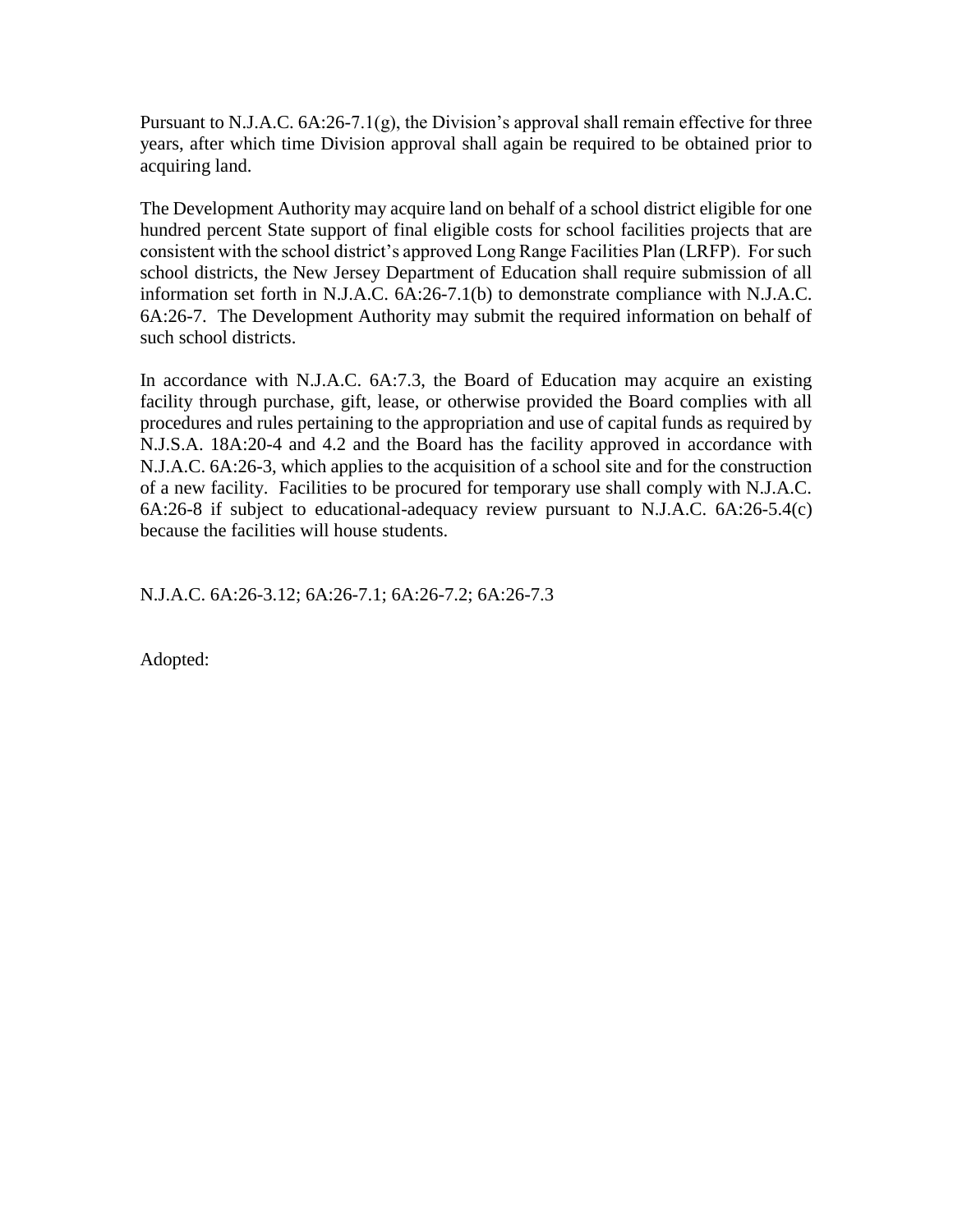Pursuant to N.J.A.C. 6A:26-7.1(g), the Division's approval shall remain effective for three years, after which time Division approval shall again be required to be obtained prior to acquiring land.

The Development Authority may acquire land on behalf of a school district eligible for one hundred percent State support of final eligible costs for school facilities projects that are consistent with the school district's approved Long Range Facilities Plan (LRFP). For such school districts, the New Jersey Department of Education shall require submission of all information set forth in N.J.A.C. 6A:26-7.1(b) to demonstrate compliance with N.J.A.C. 6A:26-7. The Development Authority may submit the required information on behalf of such school districts.

In accordance with N.J.A.C. 6A:7.3, the Board of Education may acquire an existing facility through purchase, gift, lease, or otherwise provided the Board complies with all procedures and rules pertaining to the appropriation and use of capital funds as required by N.J.S.A. 18A:20-4 and 4.2 and the Board has the facility approved in accordance with N.J.A.C. 6A:26-3, which applies to the acquisition of a school site and for the construction of a new facility. Facilities to be procured for temporary use shall comply with N.J.A.C. 6A:26-8 if subject to educational-adequacy review pursuant to N.J.A.C. 6A:26-5.4(c) because the facilities will house students.

N.J.A.C. 6A:26-3.12; 6A:26-7.1; 6A:26-7.2; 6A:26-7.3

Adopted: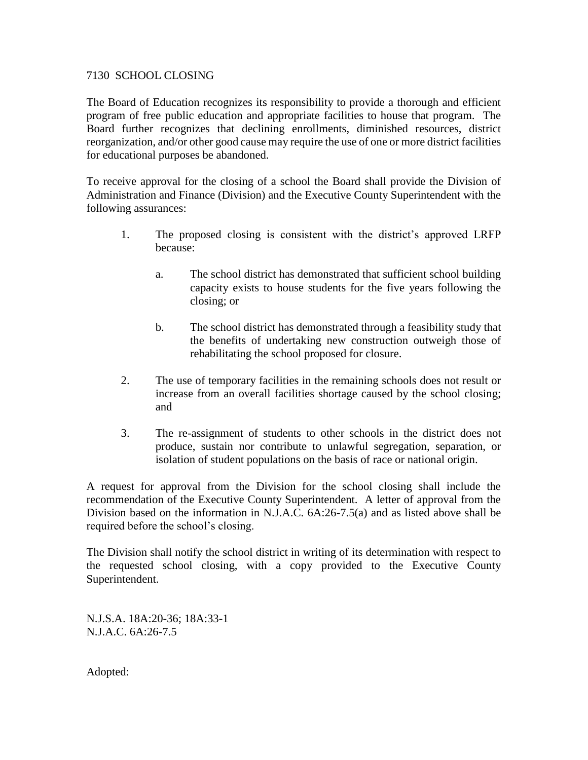# 7130 SCHOOL CLOSING

The Board of Education recognizes its responsibility to provide a thorough and efficient program of free public education and appropriate facilities to house that program. The Board further recognizes that declining enrollments, diminished resources, district reorganization, and/or other good cause may require the use of one or more district facilities for educational purposes be abandoned.

To receive approval for the closing of a school the Board shall provide the Division of Administration and Finance (Division) and the Executive County Superintendent with the following assurances:

1. The proposed closing is consistent with the district's approved LRFP because:

    a. The school district has demonstrated that sufficient school building capacity exists to house students for the five years following the closing; or

    b. The school district has demonstrated through a feasibility study that the benefits of undertaking new construction outweigh those of rehabilitating the school proposed for closure.

2. The use of temporary facilities in the remaining schools does not result or increase from an overall facilities shortage caused by the school closing; and

3. The re-assignment of students to other schools in the district does not produce, sustain nor contribute to unlawful segregation, separation, or isolation of student populations on the basis of race or national origin.

A request for approval from the Division for the school closing shall include the recommendation of the Executive County Superintendent. A letter of approval from the Division based on the information in N.J.A.C. 6A:26-7.5(a) and as listed above shall be required before the school's closing.

The Division shall notify the school district in writing of its determination with respect to the requested school closing, with a copy provided to the Executive County Superintendent.

N.J.S.A. 18A:20-36; 18A:33-1
N.J.A.C. 6A:26-7.5

Adopted: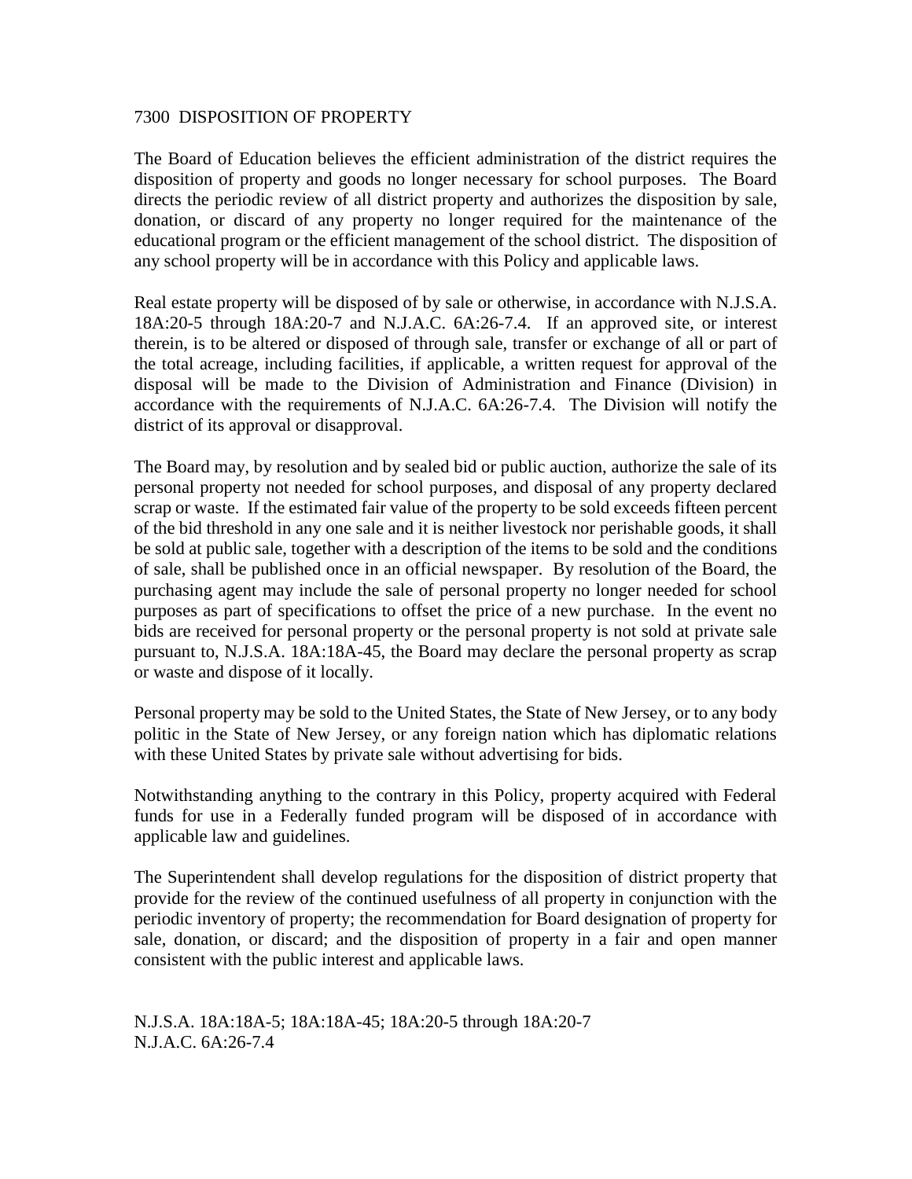# 7300 DISPOSITION OF PROPERTY

The Board of Education believes the efficient administration of the district requires the disposition of property and goods no longer necessary for school purposes. The Board directs the periodic review of all district property and authorizes the disposition by sale, donation, or discard of any property no longer required for the maintenance of the educational program or the efficient management of the school district. The disposition of any school property will be in accordance with this Policy and applicable laws.

Real estate property will be disposed of by sale or otherwise, in accordance with N.J.S.A. 18A:20-5 through 18A:20-7 and N.J.A.C. 6A:26-7.4. If an approved site, or interest therein, is to be altered or disposed of through sale, transfer or exchange of all or part of the total acreage, including facilities, if applicable, a written request for approval of the disposal will be made to the Division of Administration and Finance (Division) in accordance with the requirements of N.J.A.C. 6A:26-7.4. The Division will notify the district of its approval or disapproval.

The Board may, by resolution and by sealed bid or public auction, authorize the sale of its personal property not needed for school purposes, and disposal of any property declared scrap or waste. If the estimated fair value of the property to be sold exceeds fifteen percent of the bid threshold in any one sale and it is neither livestock nor perishable goods, it shall be sold at public sale, together with a description of the items to be sold and the conditions of sale, shall be published once in an official newspaper. By resolution of the Board, the purchasing agent may include the sale of personal property no longer needed for school purposes as part of specifications to offset the price of a new purchase. In the event no bids are received for personal property or the personal property is not sold at private sale pursuant to, N.J.S.A. 18A:18A-45, the Board may declare the personal property as scrap or waste and dispose of it locally.

Personal property may be sold to the United States, the State of New Jersey, or to any body politic in the State of New Jersey, or any foreign nation which has diplomatic relations with these United States by private sale without advertising for bids.

Notwithstanding anything to the contrary in this Policy, property acquired with Federal funds for use in a Federally funded program will be disposed of in accordance with applicable law and guidelines.

The Superintendent shall develop regulations for the disposition of district property that provide for the review of the continued usefulness of all property in conjunction with the periodic inventory of property; the recommendation for Board designation of property for sale, donation, or discard; and the disposition of property in a fair and open manner consistent with the public interest and applicable laws.

N.J.S.A. 18A:18A-5; 18A:18A-45; 18A:20-5 through 18A:20-7
N.J.A.C. 6A:26-7.4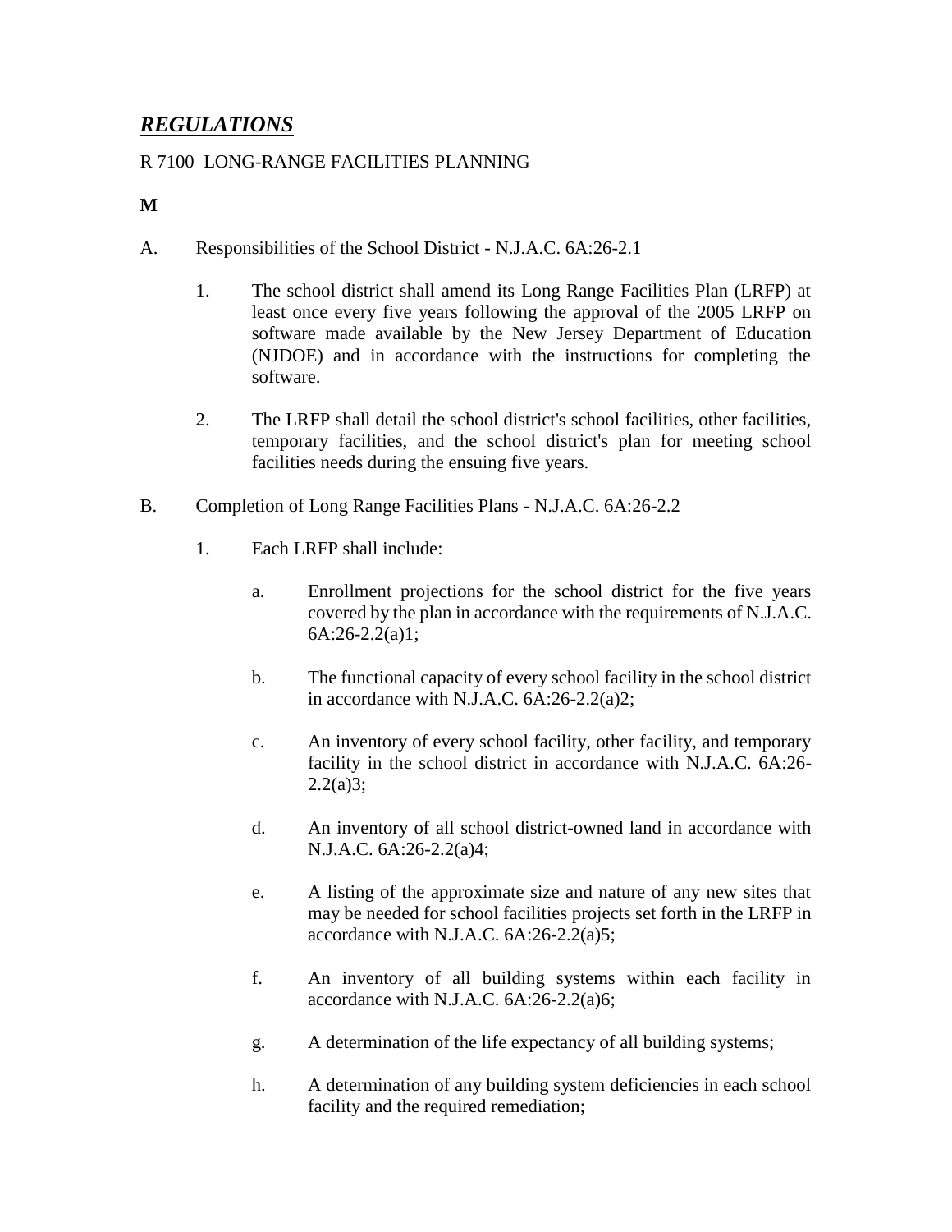## ***REGULATIONS***

R 7100 LONG-RANGE FACILITIES PLANNING

**M**

A. Responsibilities of the School District - N.J.A.C. 6A:26-2.1

1. The school district shall amend its Long Range Facilities Plan (LRFP) at least once every five years following the approval of the 2005 LRFP on software made available by the New Jersey Department of Education (NJDOE) and in accordance with the instructions for completing the software.

2. The LRFP shall detail the school district's school facilities, other facilities, temporary facilities, and the school district's plan for meeting school facilities needs during the ensuing five years.

B. Completion of Long Range Facilities Plans - N.J.A.C. 6A:26-2.2

1. Each LRFP shall include:

   a. Enrollment projections for the school district for the five years covered by the plan in accordance with the requirements of N.J.A.C. 6A:26-2.2(a)1;

   b. The functional capacity of every school facility in the school district in accordance with N.J.A.C. 6A:26-2.2(a)2;

   c. An inventory of every school facility, other facility, and temporary facility in the school district in accordance with N.J.A.C. 6A:26-2.2(a)3;

   d. An inventory of all school district-owned land in accordance with N.J.A.C. 6A:26-2.2(a)4;

   e. A listing of the approximate size and nature of any new sites that may be needed for school facilities projects set forth in the LRFP in accordance with N.J.A.C. 6A:26-2.2(a)5;

   f. An inventory of all building systems within each facility in accordance with N.J.A.C. 6A:26-2.2(a)6;

   g. A determination of the life expectancy of all building systems;

   h. A determination of any building system deficiencies in each school facility and the required remediation;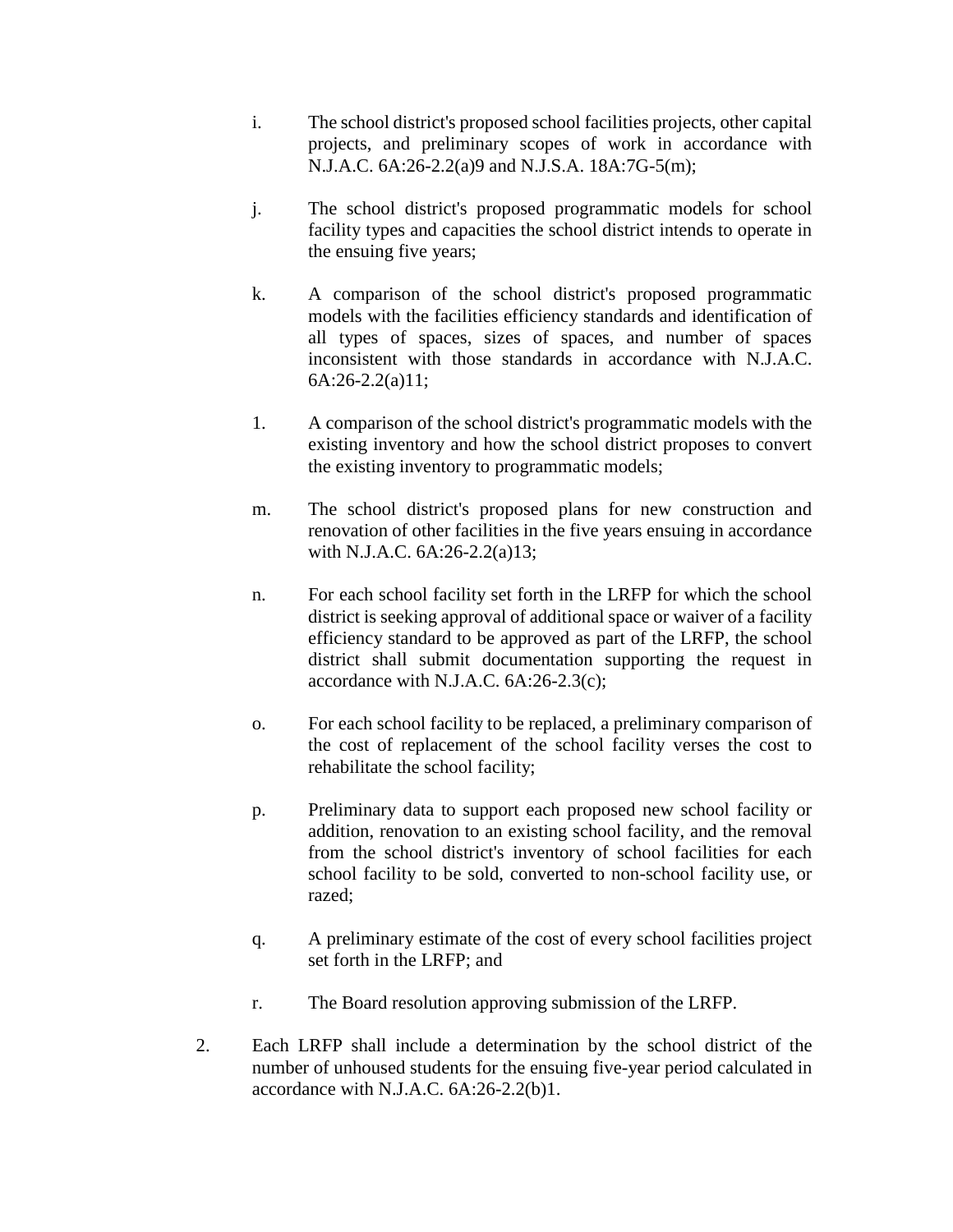i. The school district's proposed school facilities projects, other capital projects, and preliminary scopes of work in accordance with N.J.A.C. 6A:26-2.2(a)9 and N.J.S.A. 18A:7G-5(m);

j. The school district's proposed programmatic models for school facility types and capacities the school district intends to operate in the ensuing five years;

k. A comparison of the school district's proposed programmatic models with the facilities efficiency standards and identification of all types of spaces, sizes of spaces, and number of spaces inconsistent with those standards in accordance with N.J.A.C. 6A:26-2.2(a)11;

l. A comparison of the school district's programmatic models with the existing inventory and how the school district proposes to convert the existing inventory to programmatic models;

m. The school district's proposed plans for new construction and renovation of other facilities in the five years ensuing in accordance with N.J.A.C. 6A:26-2.2(a)13;

n. For each school facility set forth in the LRFP for which the school district is seeking approval of additional space or waiver of a facility efficiency standard to be approved as part of the LRFP, the school district shall submit documentation supporting the request in accordance with N.J.A.C. 6A:26-2.3(c);

o. For each school facility to be replaced, a preliminary comparison of the cost of replacement of the school facility verses the cost to rehabilitate the school facility;

p. Preliminary data to support each proposed new school facility or addition, renovation to an existing school facility, and the removal from the school district's inventory of school facilities for each school facility to be sold, converted to non-school facility use, or razed;

q. A preliminary estimate of the cost of every school facilities project set forth in the LRFP; and

r. The Board resolution approving submission of the LRFP.

2. Each LRFP shall include a determination by the school district of the number of unhoused students for the ensuing five-year period calculated in accordance with N.J.A.C. 6A:26-2.2(b)1.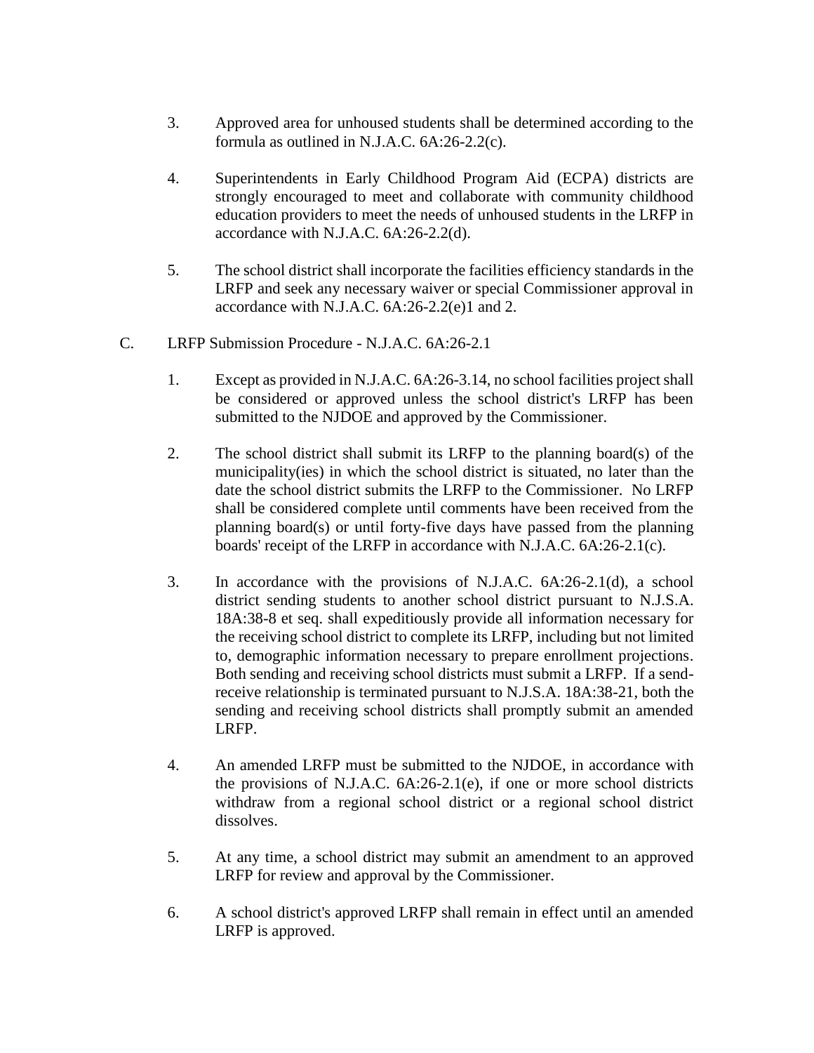3. Approved area for unhoused students shall be determined according to the formula as outlined in N.J.A.C. 6A:26-2.2(c).

4. Superintendents in Early Childhood Program Aid (ECPA) districts are strongly encouraged to meet and collaborate with community childhood education providers to meet the needs of unhoused students in the LRFP in accordance with N.J.A.C. 6A:26-2.2(d).

5. The school district shall incorporate the facilities efficiency standards in the LRFP and seek any necessary waiver or special Commissioner approval in accordance with N.J.A.C. 6A:26-2.2(e)1 and 2.

C. LRFP Submission Procedure - N.J.A.C. 6A:26-2.1

1. Except as provided in N.J.A.C. 6A:26-3.14, no school facilities project shall be considered or approved unless the school district's LRFP has been submitted to the NJDOE and approved by the Commissioner.

2. The school district shall submit its LRFP to the planning board(s) of the municipality(ies) in which the school district is situated, no later than the date the school district submits the LRFP to the Commissioner. No LRFP shall be considered complete until comments have been received from the planning board(s) or until forty-five days have passed from the planning boards' receipt of the LRFP in accordance with N.J.A.C. 6A:26-2.1(c).

3. In accordance with the provisions of N.J.A.C. 6A:26-2.1(d), a school district sending students to another school district pursuant to N.J.S.A. 18A:38-8 et seq. shall expeditiously provide all information necessary for the receiving school district to complete its LRFP, including but not limited to, demographic information necessary to prepare enrollment projections. Both sending and receiving school districts must submit a LRFP. If a send-receive relationship is terminated pursuant to N.J.S.A. 18A:38-21, both the sending and receiving school districts shall promptly submit an amended LRFP.

4. An amended LRFP must be submitted to the NJDOE, in accordance with the provisions of N.J.A.C. 6A:26-2.1(e), if one or more school districts withdraw from a regional school district or a regional school district dissolves.

5. At any time, a school district may submit an amendment to an approved LRFP for review and approval by the Commissioner.

6. A school district's approved LRFP shall remain in effect until an amended LRFP is approved.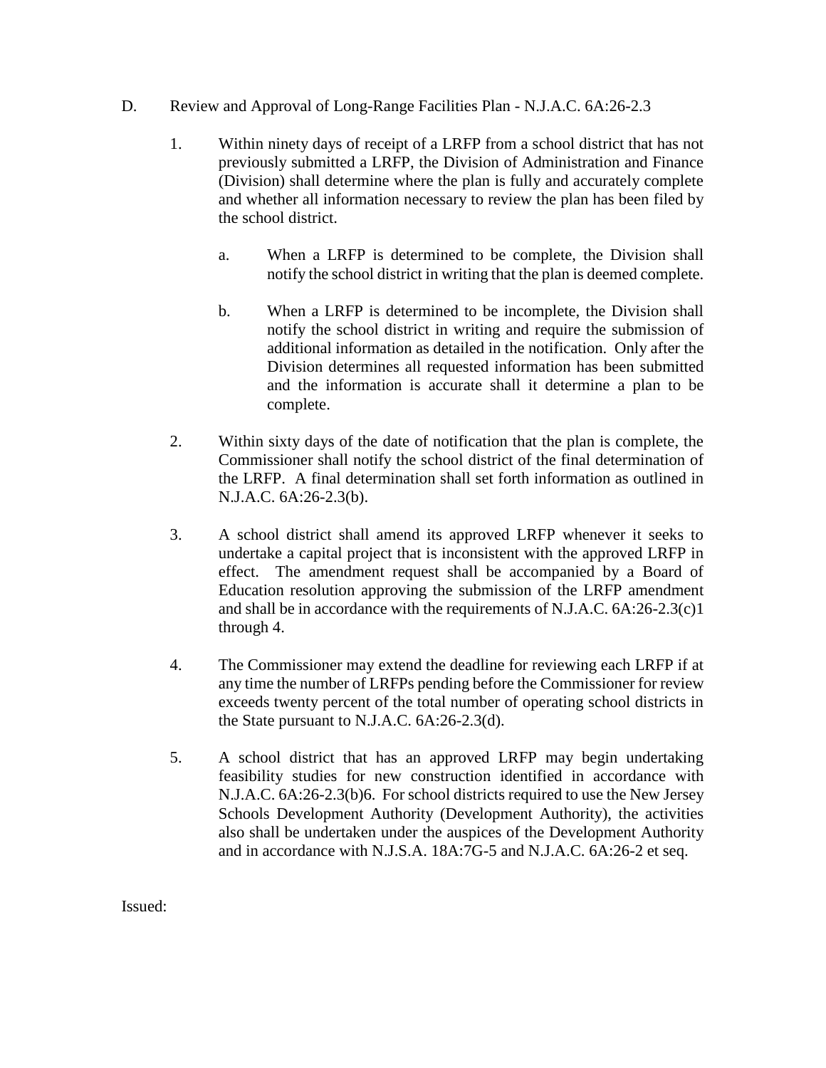D. Review and Approval of Long-Range Facilities Plan - N.J.A.C. 6A:26-2.3

1. Within ninety days of receipt of a LRFP from a school district that has not previously submitted a LRFP, the Division of Administration and Finance (Division) shall determine where the plan is fully and accurately complete and whether all information necessary to review the plan has been filed by the school district.

   a. When a LRFP is determined to be complete, the Division shall notify the school district in writing that the plan is deemed complete.

   b. When a LRFP is determined to be incomplete, the Division shall notify the school district in writing and require the submission of additional information as detailed in the notification. Only after the Division determines all requested information has been submitted and the information is accurate shall it determine a plan to be complete.

2. Within sixty days of the date of notification that the plan is complete, the Commissioner shall notify the school district of the final determination of the LRFP. A final determination shall set forth information as outlined in N.J.A.C. 6A:26-2.3(b).

3. A school district shall amend its approved LRFP whenever it seeks to undertake a capital project that is inconsistent with the approved LRFP in effect. The amendment request shall be accompanied by a Board of Education resolution approving the submission of the LRFP amendment and shall be in accordance with the requirements of N.J.A.C. 6A:26-2.3(c)1 through 4.

4. The Commissioner may extend the deadline for reviewing each LRFP if at any time the number of LRFPs pending before the Commissioner for review exceeds twenty percent of the total number of operating school districts in the State pursuant to N.J.A.C. 6A:26-2.3(d).

5. A school district that has an approved LRFP may begin undertaking feasibility studies for new construction identified in accordance with N.J.A.C. 6A:26-2.3(b)6. For school districts required to use the New Jersey Schools Development Authority (Development Authority), the activities also shall be undertaken under the auspices of the Development Authority and in accordance with N.J.S.A. 18A:7G-5 and N.J.A.C. 6A:26-2 et seq.

Issued: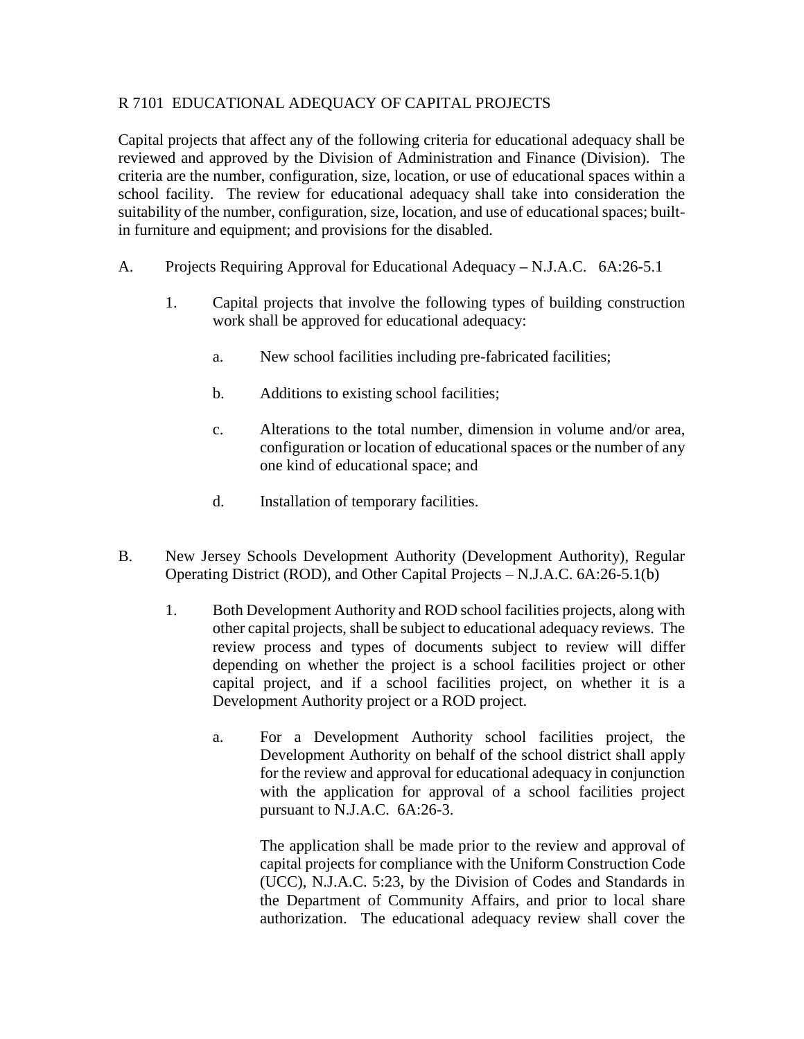R 7101 EDUCATIONAL ADEQUACY OF CAPITAL PROJECTS

Capital projects that affect any of the following criteria for educational adequacy shall be reviewed and approved by the Division of Administration and Finance (Division). The criteria are the number, configuration, size, location, or use of educational spaces within a school facility. The review for educational adequacy shall take into consideration the suitability of the number, configuration, size, location, and use of educational spaces; built-in furniture and equipment; and provisions for the disabled.

A. Projects Requiring Approval for Educational Adequacy – N.J.A.C. 6A:26-5.1

   1. Capital projects that involve the following types of building construction work shall be approved for educational adequacy:

      a. New school facilities including pre-fabricated facilities;

      b. Additions to existing school facilities;

      c. Alterations to the total number, dimension in volume and/or area, configuration or location of educational spaces or the number of any one kind of educational space; and

      d. Installation of temporary facilities.

B. New Jersey Schools Development Authority (Development Authority), Regular Operating District (ROD), and Other Capital Projects – N.J.A.C. 6A:26-5.1(b)

   1. Both Development Authority and ROD school facilities projects, along with other capital projects, shall be subject to educational adequacy reviews. The review process and types of documents subject to review will differ depending on whether the project is a school facilities project or other capital project, and if a school facilities project, on whether it is a Development Authority project or a ROD project.

      a. For a Development Authority school facilities project, the Development Authority on behalf of the school district shall apply for the review and approval for educational adequacy in conjunction with the application for approval of a school facilities project pursuant to N.J.A.C. 6A:26-3.

         The application shall be made prior to the review and approval of capital projects for compliance with the Uniform Construction Code (UCC), N.J.A.C. 5:23, by the Division of Codes and Standards in the Department of Community Affairs, and prior to local share authorization. The educational adequacy review shall cover the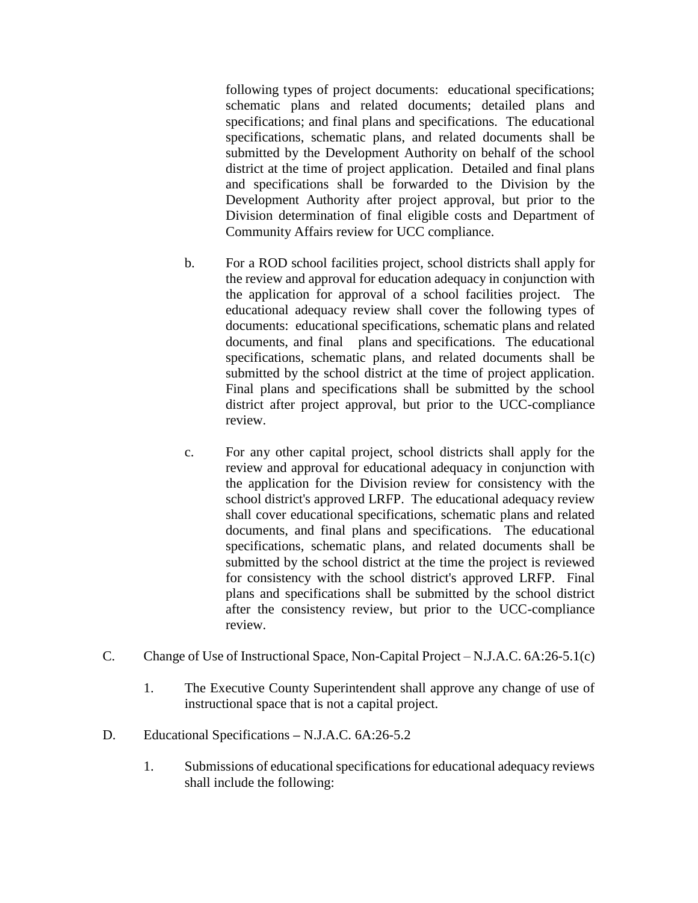following types of project documents: educational specifications; schematic plans and related documents; detailed plans and specifications; and final plans and specifications. The educational specifications, schematic plans, and related documents shall be submitted by the Development Authority on behalf of the school district at the time of project application. Detailed and final plans and specifications shall be forwarded to the Division by the Development Authority after project approval, but prior to the Division determination of final eligible costs and Department of Community Affairs review for UCC compliance.

b. For a ROD school facilities project, school districts shall apply for the review and approval for education adequacy in conjunction with the application for approval of a school facilities project. The educational adequacy review shall cover the following types of documents: educational specifications, schematic plans and related documents, and final plans and specifications. The educational specifications, schematic plans, and related documents shall be submitted by the school district at the time of project application. Final plans and specifications shall be submitted by the school district after project approval, but prior to the UCC-compliance review.

c. For any other capital project, school districts shall apply for the review and approval for educational adequacy in conjunction with the application for the Division review for consistency with the school district's approved LRFP. The educational adequacy review shall cover educational specifications, schematic plans and related documents, and final plans and specifications. The educational specifications, schematic plans, and related documents shall be submitted by the school district at the time the project is reviewed for consistency with the school district's approved LRFP. Final plans and specifications shall be submitted by the school district after the consistency review, but prior to the UCC-compliance review.

C. Change of Use of Instructional Space, Non-Capital Project – N.J.A.C. 6A:26-5.1(c)

1. The Executive County Superintendent shall approve any change of use of instructional space that is not a capital project.

D. Educational Specifications – N.J.A.C. 6A:26-5.2

1. Submissions of educational specifications for educational adequacy reviews shall include the following: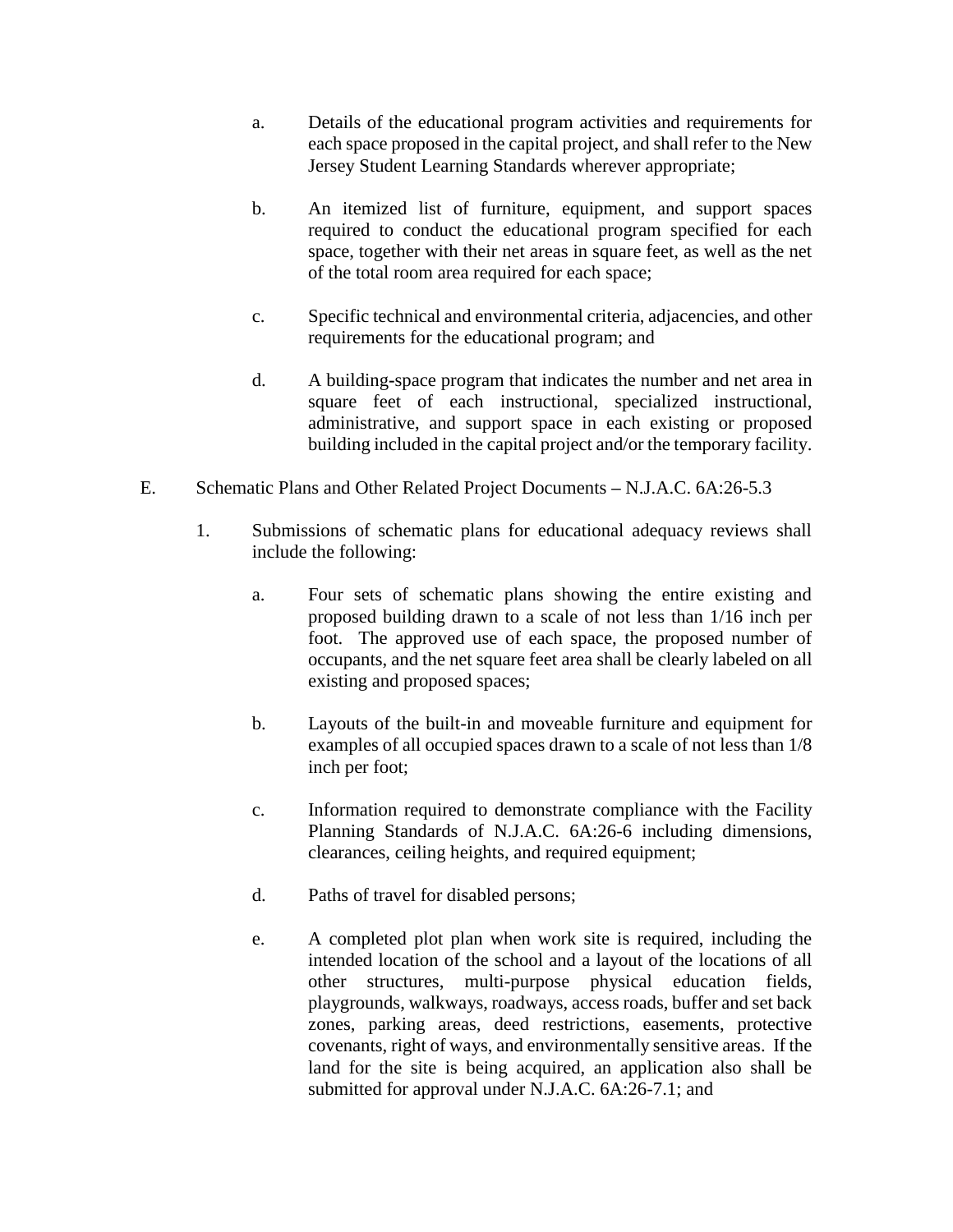a. Details of the educational program activities and requirements for each space proposed in the capital project, and shall refer to the New Jersey Student Learning Standards wherever appropriate;

b. An itemized list of furniture, equipment, and support spaces required to conduct the educational program specified for each space, together with their net areas in square feet, as well as the net of the total room area required for each space;

c. Specific technical and environmental criteria, adjacencies, and other requirements for the educational program; and

d. A building-space program that indicates the number and net area in square feet of each instructional, specialized instructional, administrative, and support space in each existing or proposed building included in the capital project and/or the temporary facility.

E. Schematic Plans and Other Related Project Documents – N.J.A.C. 6A:26-5.3

1. Submissions of schematic plans for educational adequacy reviews shall include the following:

   a. Four sets of schematic plans showing the entire existing and proposed building drawn to a scale of not less than 1/16 inch per foot. The approved use of each space, the proposed number of occupants, and the net square feet area shall be clearly labeled on all existing and proposed spaces;

   b. Layouts of the built-in and moveable furniture and equipment for examples of all occupied spaces drawn to a scale of not less than 1/8 inch per foot;

   c. Information required to demonstrate compliance with the Facility Planning Standards of N.J.A.C. 6A:26-6 including dimensions, clearances, ceiling heights, and required equipment;

   d. Paths of travel for disabled persons;

   e. A completed plot plan when work site is required, including the intended location of the school and a layout of the locations of all other structures, multi-purpose physical education fields, playgrounds, walkways, roadways, access roads, buffer and set back zones, parking areas, deed restrictions, easements, protective covenants, right of ways, and environmentally sensitive areas. If the land for the site is being acquired, an application also shall be submitted for approval under N.J.A.C. 6A:26-7.1; and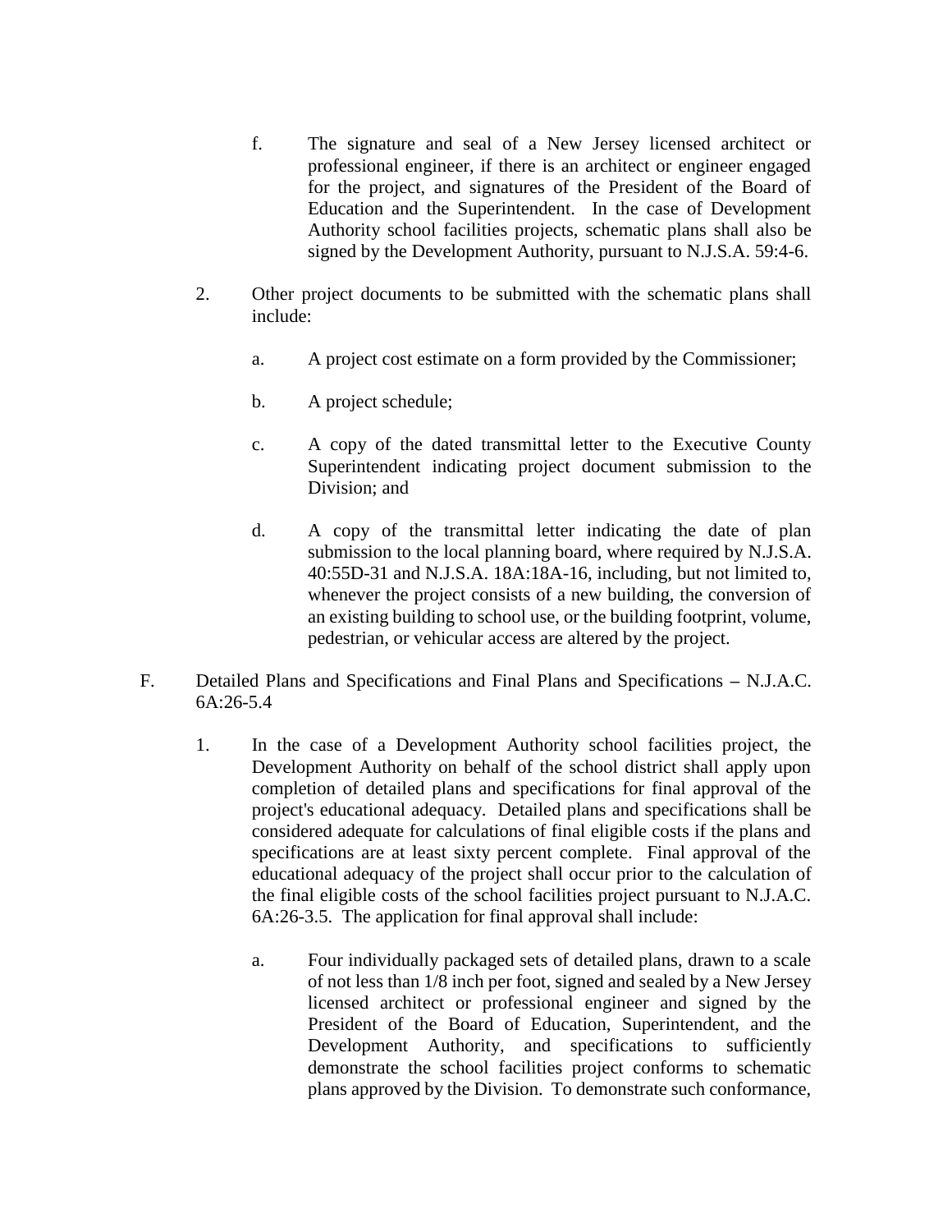f. The signature and seal of a New Jersey licensed architect or professional engineer, if there is an architect or engineer engaged for the project, and signatures of the President of the Board of Education and the Superintendent. In the case of Development Authority school facilities projects, schematic plans shall also be signed by the Development Authority, pursuant to N.J.S.A. 59:4-6.

2. Other project documents to be submitted with the schematic plans shall include:

   a. A project cost estimate on a form provided by the Commissioner;

   b. A project schedule;

   c. A copy of the dated transmittal letter to the Executive County Superintendent indicating project document submission to the Division; and

   d. A copy of the transmittal letter indicating the date of plan submission to the local planning board, where required by N.J.S.A. 40:55D-31 and N.J.S.A. 18A:18A-16, including, but not limited to, whenever the project consists of a new building, the conversion of an existing building to school use, or the building footprint, volume, pedestrian, or vehicular access are altered by the project.

F. Detailed Plans and Specifications and Final Plans and Specifications – N.J.A.C. 6A:26-5.4

1. In the case of a Development Authority school facilities project, the Development Authority on behalf of the school district shall apply upon completion of detailed plans and specifications for final approval of the project's educational adequacy. Detailed plans and specifications shall be considered adequate for calculations of final eligible costs if the plans and specifications are at least sixty percent complete. Final approval of the educational adequacy of the project shall occur prior to the calculation of the final eligible costs of the school facilities project pursuant to N.J.A.C. 6A:26-3.5. The application for final approval shall include:

   a. Four individually packaged sets of detailed plans, drawn to a scale of not less than 1/8 inch per foot, signed and sealed by a New Jersey licensed architect or professional engineer and signed by the President of the Board of Education, Superintendent, and the Development Authority, and specifications to sufficiently demonstrate the school facilities project conforms to schematic plans approved by the Division. To demonstrate such conformance,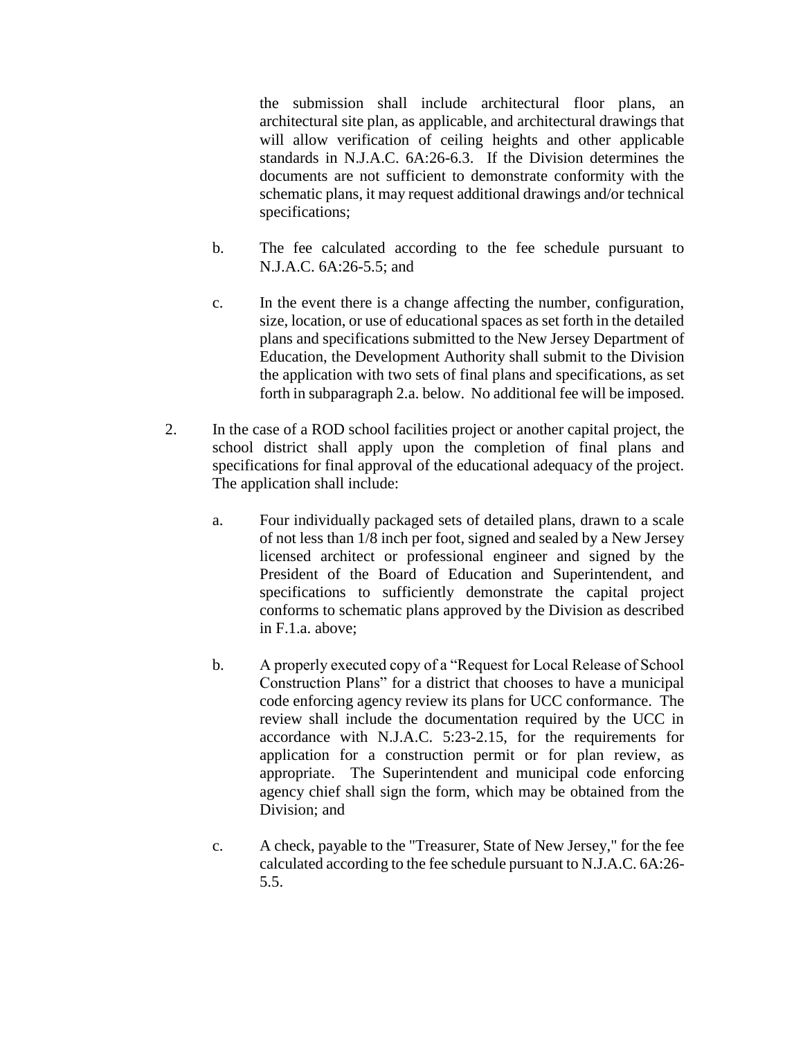the submission shall include architectural floor plans, an architectural site plan, as applicable, and architectural drawings that will allow verification of ceiling heights and other applicable standards in N.J.A.C. 6A:26-6.3. If the Division determines the documents are not sufficient to demonstrate conformity with the schematic plans, it may request additional drawings and/or technical specifications;

b. The fee calculated according to the fee schedule pursuant to N.J.A.C. 6A:26-5.5; and

c. In the event there is a change affecting the number, configuration, size, location, or use of educational spaces as set forth in the detailed plans and specifications submitted to the New Jersey Department of Education, the Development Authority shall submit to the Division the application with two sets of final plans and specifications, as set forth in subparagraph 2.a. below. No additional fee will be imposed.

2. In the case of a ROD school facilities project or another capital project, the school district shall apply upon the completion of final plans and specifications for final approval of the educational adequacy of the project. The application shall include:

   a. Four individually packaged sets of detailed plans, drawn to a scale of not less than 1/8 inch per foot, signed and sealed by a New Jersey licensed architect or professional engineer and signed by the President of the Board of Education and Superintendent, and specifications to sufficiently demonstrate the capital project conforms to schematic plans approved by the Division as described in F.1.a. above;

   b. A properly executed copy of a "Request for Local Release of School Construction Plans" for a district that chooses to have a municipal code enforcing agency review its plans for UCC conformance. The review shall include the documentation required by the UCC in accordance with N.J.A.C. 5:23-2.15, for the requirements for application for a construction permit or for plan review, as appropriate. The Superintendent and municipal code enforcing agency chief shall sign the form, which may be obtained from the Division; and

   c. A check, payable to the "Treasurer, State of New Jersey," for the fee calculated according to the fee schedule pursuant to N.J.A.C. 6A:26-5.5.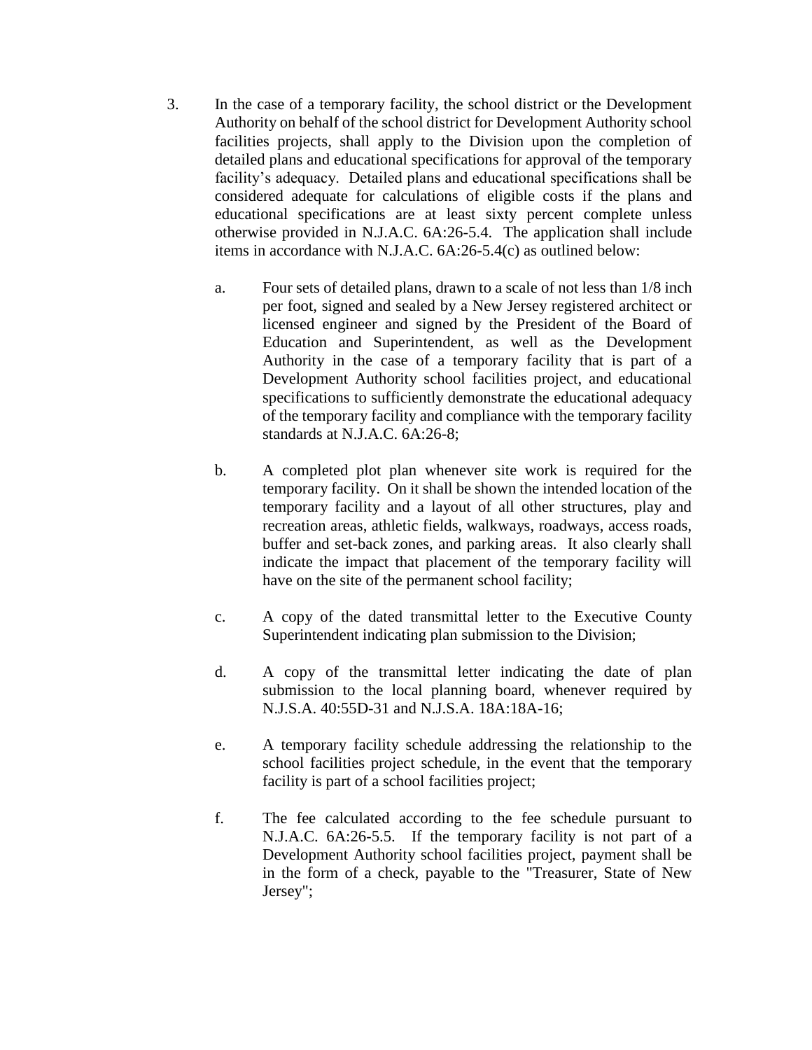3. In the case of a temporary facility, the school district or the Development Authority on behalf of the school district for Development Authority school facilities projects, shall apply to the Division upon the completion of detailed plans and educational specifications for approval of the temporary facility's adequacy. Detailed plans and educational specifications shall be considered adequate for calculations of eligible costs if the plans and educational specifications are at least sixty percent complete unless otherwise provided in N.J.A.C. 6A:26-5.4. The application shall include items in accordance with N.J.A.C. 6A:26-5.4(c) as outlined below:

   a. Four sets of detailed plans, drawn to a scale of not less than 1/8 inch per foot, signed and sealed by a New Jersey registered architect or licensed engineer and signed by the President of the Board of Education and Superintendent, as well as the Development Authority in the case of a temporary facility that is part of a Development Authority school facilities project, and educational specifications to sufficiently demonstrate the educational adequacy of the temporary facility and compliance with the temporary facility standards at N.J.A.C. 6A:26-8;

   b. A completed plot plan whenever site work is required for the temporary facility. On it shall be shown the intended location of the temporary facility and a layout of all other structures, play and recreation areas, athletic fields, walkways, roadways, access roads, buffer and set-back zones, and parking areas. It also clearly shall indicate the impact that placement of the temporary facility will have on the site of the permanent school facility;

   c. A copy of the dated transmittal letter to the Executive County Superintendent indicating plan submission to the Division;

   d. A copy of the transmittal letter indicating the date of plan submission to the local planning board, whenever required by N.J.S.A. 40:55D-31 and N.J.S.A. 18A:18A-16;

   e. A temporary facility schedule addressing the relationship to the school facilities project schedule, in the event that the temporary facility is part of a school facilities project;

   f. The fee calculated according to the fee schedule pursuant to N.J.A.C. 6A:26-5.5. If the temporary facility is not part of a Development Authority school facilities project, payment shall be in the form of a check, payable to the "Treasurer, State of New Jersey";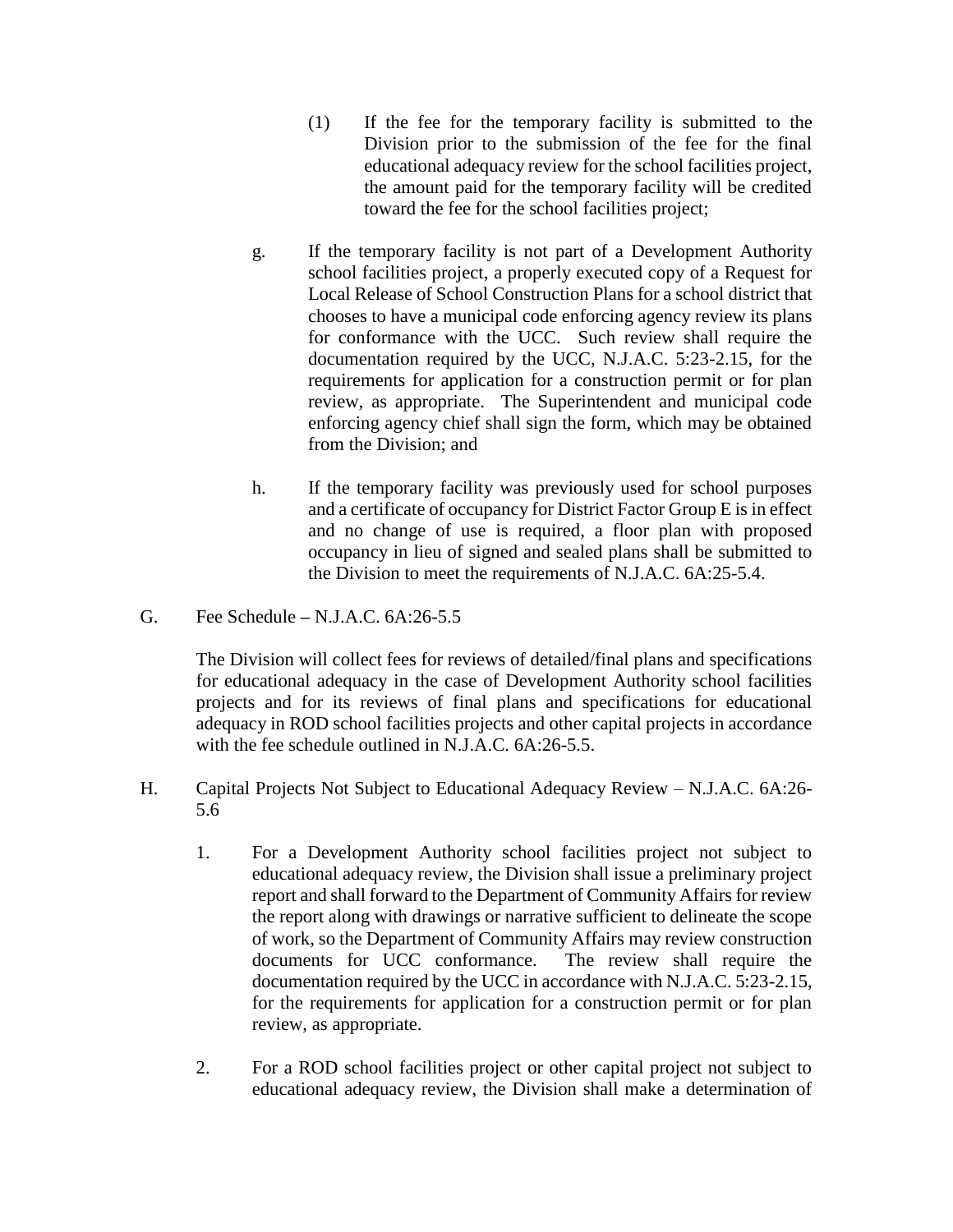(1) If the fee for the temporary facility is submitted to the Division prior to the submission of the fee for the final educational adequacy review for the school facilities project, the amount paid for the temporary facility will be credited toward the fee for the school facilities project;

g. If the temporary facility is not part of a Development Authority school facilities project, a properly executed copy of a Request for Local Release of School Construction Plans for a school district that chooses to have a municipal code enforcing agency review its plans for conformance with the UCC. Such review shall require the documentation required by the UCC, N.J.A.C. 5:23-2.15, for the requirements for application for a construction permit or for plan review, as appropriate. The Superintendent and municipal code enforcing agency chief shall sign the form, which may be obtained from the Division; and

h. If the temporary facility was previously used for school purposes and a certificate of occupancy for District Factor Group E is in effect and no change of use is required, a floor plan with proposed occupancy in lieu of signed and sealed plans shall be submitted to the Division to meet the requirements of N.J.A.C. 6A:25-5.4.

G. Fee Schedule – N.J.A.C. 6A:26-5.5

The Division will collect fees for reviews of detailed/final plans and specifications for educational adequacy in the case of Development Authority school facilities projects and for its reviews of final plans and specifications for educational adequacy in ROD school facilities projects and other capital projects in accordance with the fee schedule outlined in N.J.A.C. 6A:26-5.5.

H. Capital Projects Not Subject to Educational Adequacy Review – N.J.A.C. 6A:26-5.6

1. For a Development Authority school facilities project not subject to educational adequacy review, the Division shall issue a preliminary project report and shall forward to the Department of Community Affairs for review the report along with drawings or narrative sufficient to delineate the scope of work, so the Department of Community Affairs may review construction documents for UCC conformance. The review shall require the documentation required by the UCC in accordance with N.J.A.C. 5:23-2.15, for the requirements for application for a construction permit or for plan review, as appropriate.

2. For a ROD school facilities project or other capital project not subject to educational adequacy review, the Division shall make a determination of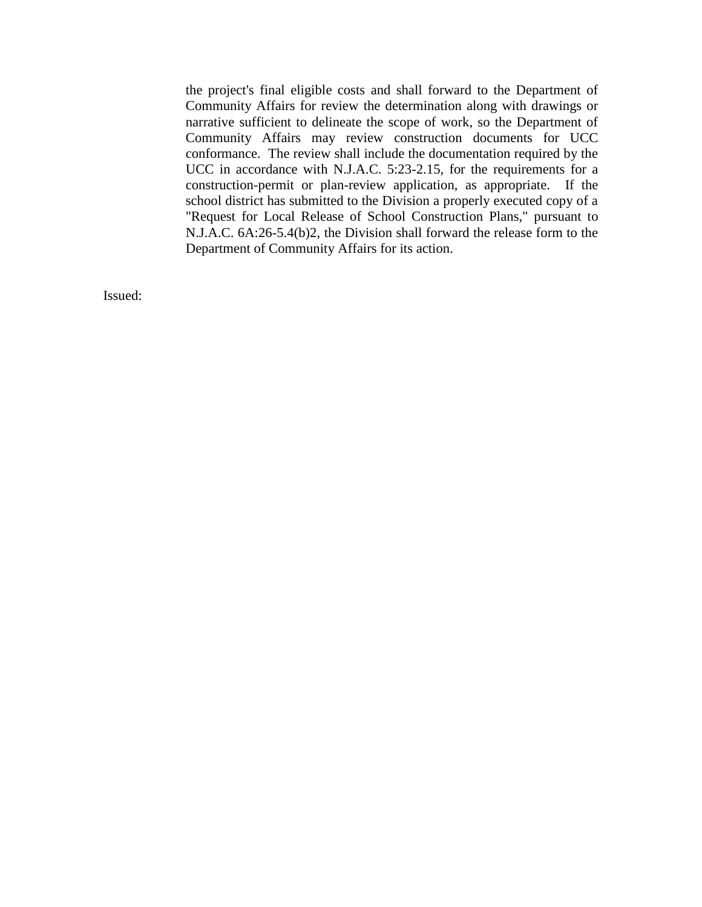the project's final eligible costs and shall forward to the Department of Community Affairs for review the determination along with drawings or narrative sufficient to delineate the scope of work, so the Department of Community Affairs may review construction documents for UCC conformance. The review shall include the documentation required by the UCC in accordance with N.J.A.C. 5:23-2.15, for the requirements for a construction-permit or plan-review application, as appropriate. If the school district has submitted to the Division a properly executed copy of a "Request for Local Release of School Construction Plans," pursuant to N.J.A.C. 6A:26-5.4(b)2, the Division shall forward the release form to the Department of Community Affairs for its action.

Issued: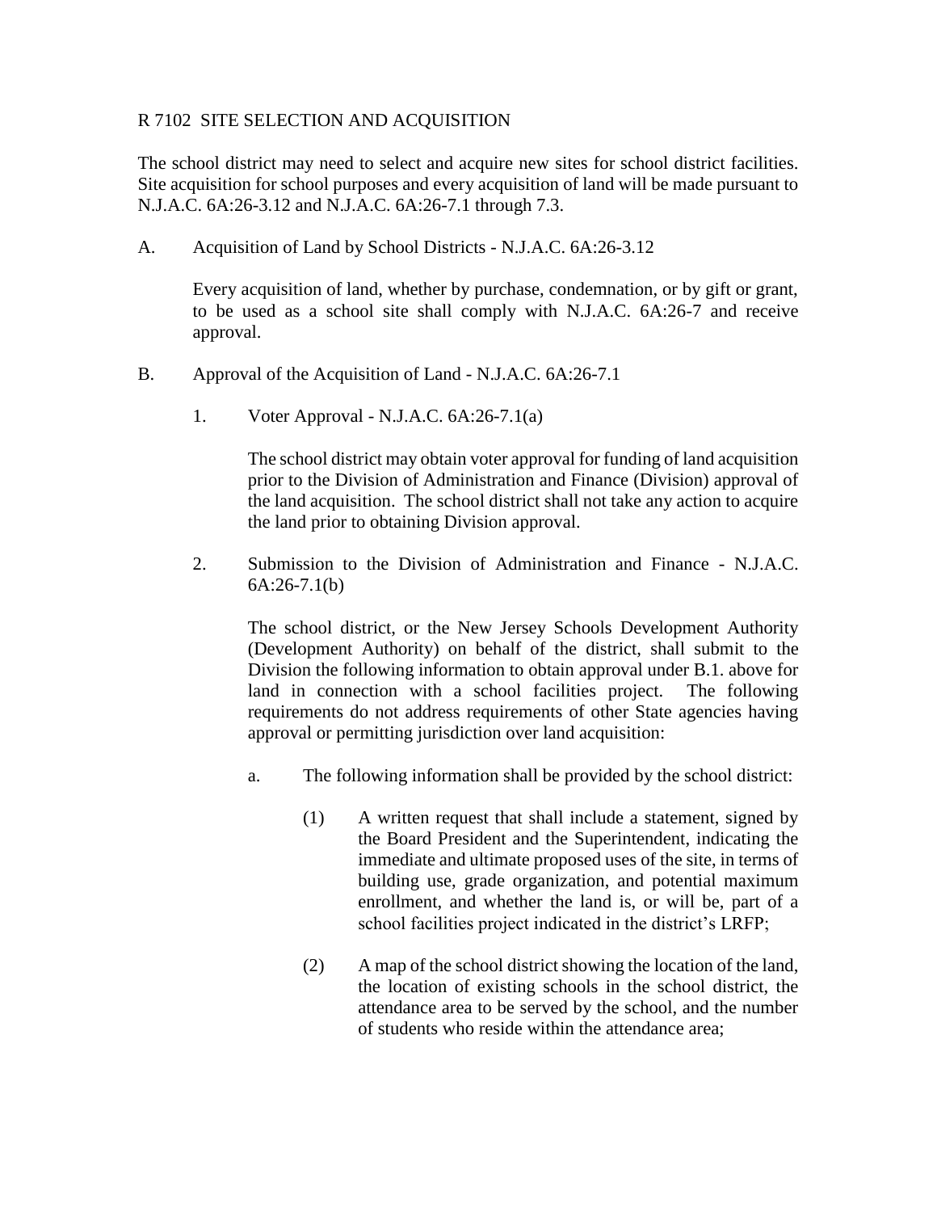R 7102 SITE SELECTION AND ACQUISITION

The school district may need to select and acquire new sites for school district facilities. Site acquisition for school purposes and every acquisition of land will be made pursuant to N.J.A.C. 6A:26-3.12 and N.J.A.C. 6A:26-7.1 through 7.3.

A. Acquisition of Land by School Districts - N.J.A.C. 6A:26-3.12

Every acquisition of land, whether by purchase, condemnation, or by gift or grant, to be used as a school site shall comply with N.J.A.C. 6A:26-7 and receive approval.

B. Approval of the Acquisition of Land - N.J.A.C. 6A:26-7.1

1. Voter Approval - N.J.A.C. 6A:26-7.1(a)

   The school district may obtain voter approval for funding of land acquisition prior to the Division of Administration and Finance (Division) approval of the land acquisition. The school district shall not take any action to acquire the land prior to obtaining Division approval.

2. Submission to the Division of Administration and Finance - N.J.A.C. 6A:26-7.1(b)

   The school district, or the New Jersey Schools Development Authority (Development Authority) on behalf of the district, shall submit to the Division the following information to obtain approval under B.1. above for land in connection with a school facilities project. The following requirements do not address requirements of other State agencies having approval or permitting jurisdiction over land acquisition:

   a. The following information shall be provided by the school district:

      (1) A written request that shall include a statement, signed by the Board President and the Superintendent, indicating the immediate and ultimate proposed uses of the site, in terms of building use, grade organization, and potential maximum enrollment, and whether the land is, or will be, part of a school facilities project indicated in the district's LRFP;

      (2) A map of the school district showing the location of the land, the location of existing schools in the school district, the attendance area to be served by the school, and the number of students who reside within the attendance area;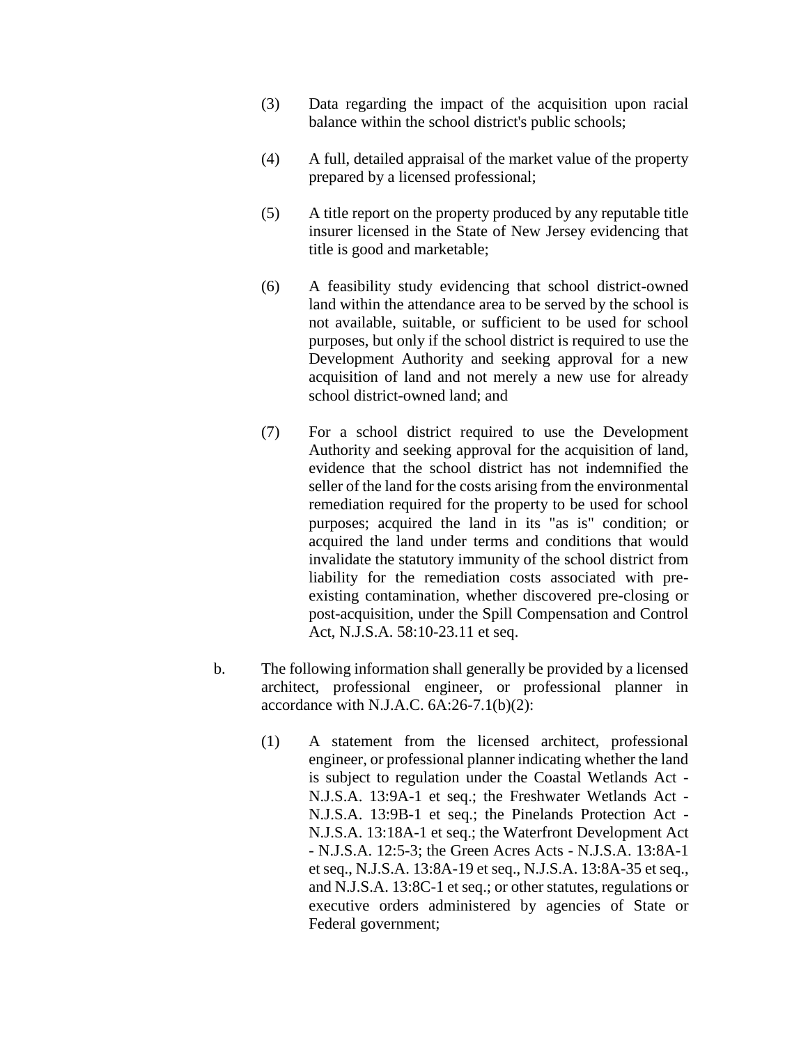(3) Data regarding the impact of the acquisition upon racial balance within the school district's public schools;

(4) A full, detailed appraisal of the market value of the property prepared by a licensed professional;

(5) A title report on the property produced by any reputable title insurer licensed in the State of New Jersey evidencing that title is good and marketable;

(6) A feasibility study evidencing that school district-owned land within the attendance area to be served by the school is not available, suitable, or sufficient to be used for school purposes, but only if the school district is required to use the Development Authority and seeking approval for a new acquisition of land and not merely a new use for already school district-owned land; and

(7) For a school district required to use the Development Authority and seeking approval for the acquisition of land, evidence that the school district has not indemnified the seller of the land for the costs arising from the environmental remediation required for the property to be used for school purposes; acquired the land in its "as is" condition; or acquired the land under terms and conditions that would invalidate the statutory immunity of the school district from liability for the remediation costs associated with pre-existing contamination, whether discovered pre-closing or post-acquisition, under the Spill Compensation and Control Act, N.J.S.A. 58:10-23.11 et seq.

b. The following information shall generally be provided by a licensed architect, professional engineer, or professional planner in accordance with N.J.A.C. 6A:26-7.1(b)(2):

(1) A statement from the licensed architect, professional engineer, or professional planner indicating whether the land is subject to regulation under the Coastal Wetlands Act - N.J.S.A. 13:9A-1 et seq.; the Freshwater Wetlands Act - N.J.S.A. 13:9B-1 et seq.; the Pinelands Protection Act - N.J.S.A. 13:18A-1 et seq.; the Waterfront Development Act - N.J.S.A. 12:5-3; the Green Acres Acts - N.J.S.A. 13:8A-1 et seq., N.J.S.A. 13:8A-19 et seq., N.J.S.A. 13:8A-35 et seq., and N.J.S.A. 13:8C-1 et seq.; or other statutes, regulations or executive orders administered by agencies of State or Federal government;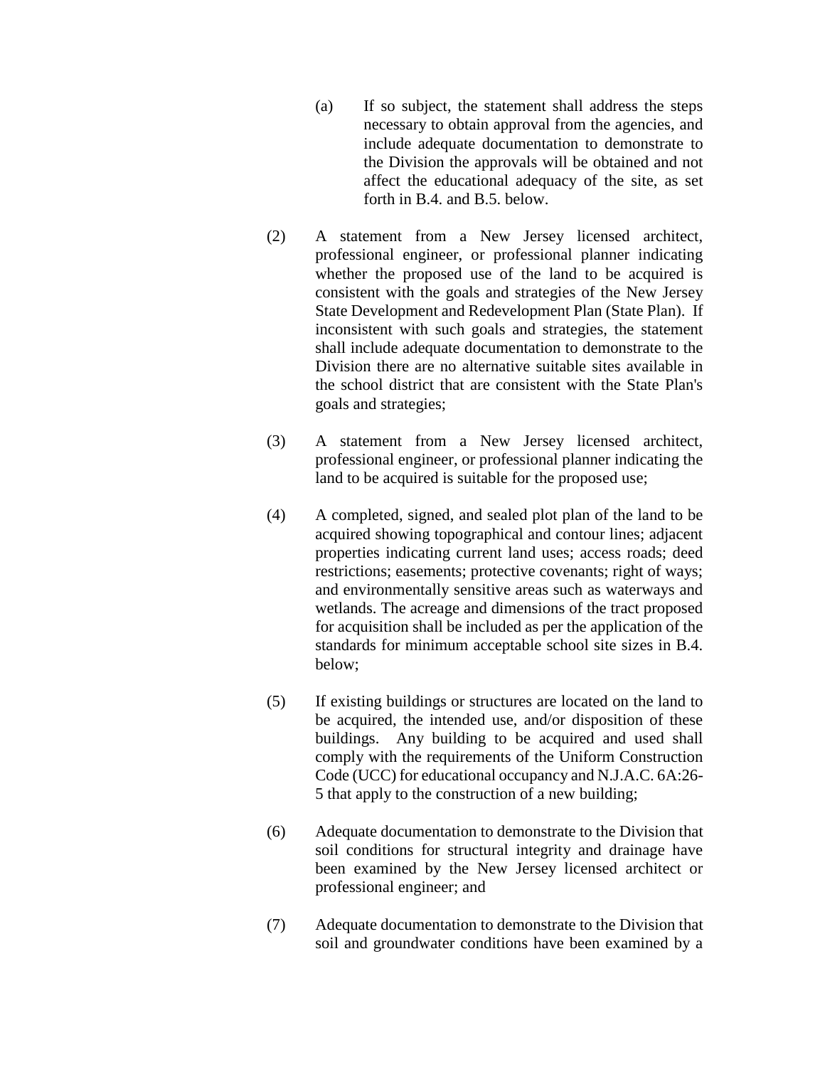(a) If so subject, the statement shall address the steps necessary to obtain approval from the agencies, and include adequate documentation to demonstrate to the Division the approvals will be obtained and not affect the educational adequacy of the site, as set forth in B.4. and B.5. below.

(2) A statement from a New Jersey licensed architect, professional engineer, or professional planner indicating whether the proposed use of the land to be acquired is consistent with the goals and strategies of the New Jersey State Development and Redevelopment Plan (State Plan). If inconsistent with such goals and strategies, the statement shall include adequate documentation to demonstrate to the Division there are no alternative suitable sites available in the school district that are consistent with the State Plan's goals and strategies;

(3) A statement from a New Jersey licensed architect, professional engineer, or professional planner indicating the land to be acquired is suitable for the proposed use;

(4) A completed, signed, and sealed plot plan of the land to be acquired showing topographical and contour lines; adjacent properties indicating current land uses; access roads; deed restrictions; easements; protective covenants; right of ways; and environmentally sensitive areas such as waterways and wetlands. The acreage and dimensions of the tract proposed for acquisition shall be included as per the application of the standards for minimum acceptable school site sizes in B.4. below;

(5) If existing buildings or structures are located on the land to be acquired, the intended use, and/or disposition of these buildings. Any building to be acquired and used shall comply with the requirements of the Uniform Construction Code (UCC) for educational occupancy and N.J.A.C. 6A:26-5 that apply to the construction of a new building;

(6) Adequate documentation to demonstrate to the Division that soil conditions for structural integrity and drainage have been examined by the New Jersey licensed architect or professional engineer; and

(7) Adequate documentation to demonstrate to the Division that soil and groundwater conditions have been examined by a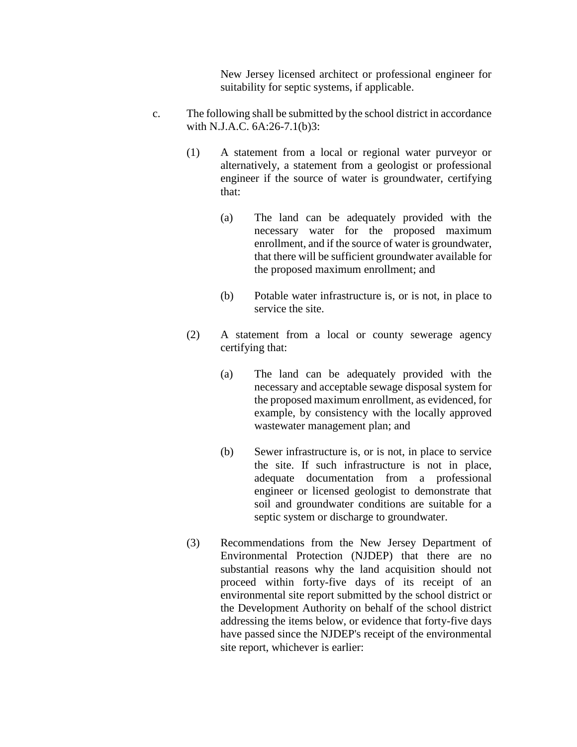New Jersey licensed architect or professional engineer for suitability for septic systems, if applicable.

c. The following shall be submitted by the school district in accordance with N.J.A.C. 6A:26-7.1(b)3:

(1) A statement from a local or regional water purveyor or alternatively, a statement from a geologist or professional engineer if the source of water is groundwater, certifying that:

(a) The land can be adequately provided with the necessary water for the proposed maximum enrollment, and if the source of water is groundwater, that there will be sufficient groundwater available for the proposed maximum enrollment; and

(b) Potable water infrastructure is, or is not, in place to service the site.

(2) A statement from a local or county sewerage agency certifying that:

(a) The land can be adequately provided with the necessary and acceptable sewage disposal system for the proposed maximum enrollment, as evidenced, for example, by consistency with the locally approved wastewater management plan; and

(b) Sewer infrastructure is, or is not, in place to service the site. If such infrastructure is not in place, adequate documentation from a professional engineer or licensed geologist to demonstrate that soil and groundwater conditions are suitable for a septic system or discharge to groundwater.

(3) Recommendations from the New Jersey Department of Environmental Protection (NJDEP) that there are no substantial reasons why the land acquisition should not proceed within forty-five days of its receipt of an environmental site report submitted by the school district or the Development Authority on behalf of the school district addressing the items below, or evidence that forty-five days have passed since the NJDEP's receipt of the environmental site report, whichever is earlier: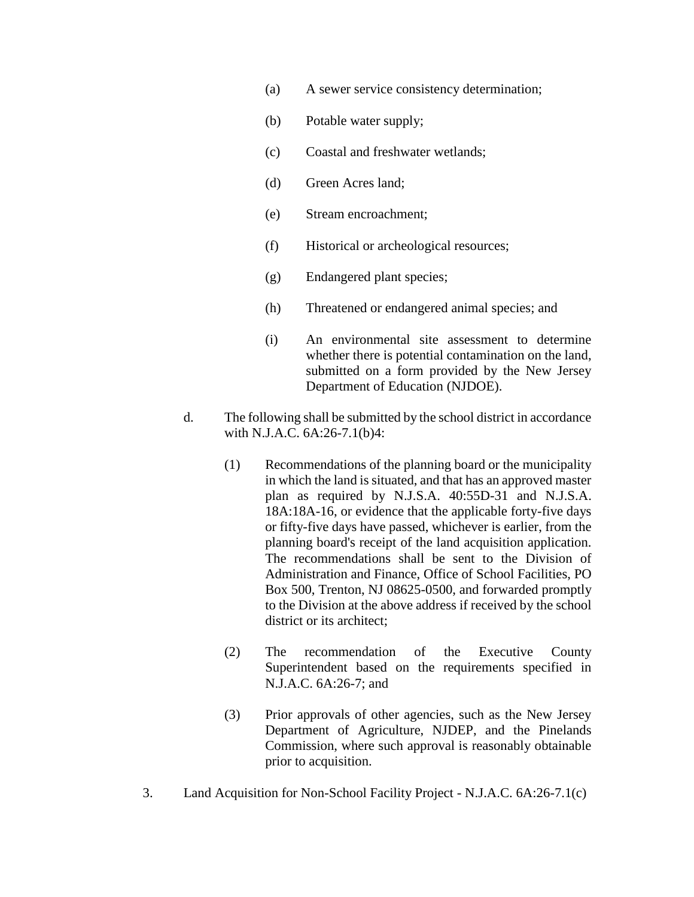(a) A sewer service consistency determination;

(b) Potable water supply;

(c) Coastal and freshwater wetlands;

(d) Green Acres land;

(e) Stream encroachment;

(f) Historical or archeological resources;

(g) Endangered plant species;

(h) Threatened or endangered animal species; and

(i) An environmental site assessment to determine whether there is potential contamination on the land, submitted on a form provided by the New Jersey Department of Education (NJDOE).

d. The following shall be submitted by the school district in accordance with N.J.A.C. 6A:26-7.1(b)4:

(1) Recommendations of the planning board or the municipality in which the land is situated, and that has an approved master plan as required by N.J.S.A. 40:55D-31 and N.J.S.A. 18A:18A-16, or evidence that the applicable forty-five days or fifty-five days have passed, whichever is earlier, from the planning board's receipt of the land acquisition application. The recommendations shall be sent to the Division of Administration and Finance, Office of School Facilities, PO Box 500, Trenton, NJ 08625-0500, and forwarded promptly to the Division at the above address if received by the school district or its architect;

(2) The recommendation of the Executive County Superintendent based on the requirements specified in N.J.A.C. 6A:26-7; and

(3) Prior approvals of other agencies, such as the New Jersey Department of Agriculture, NJDEP, and the Pinelands Commission, where such approval is reasonably obtainable prior to acquisition.

3. Land Acquisition for Non-School Facility Project - N.J.A.C. 6A:26-7.1(c)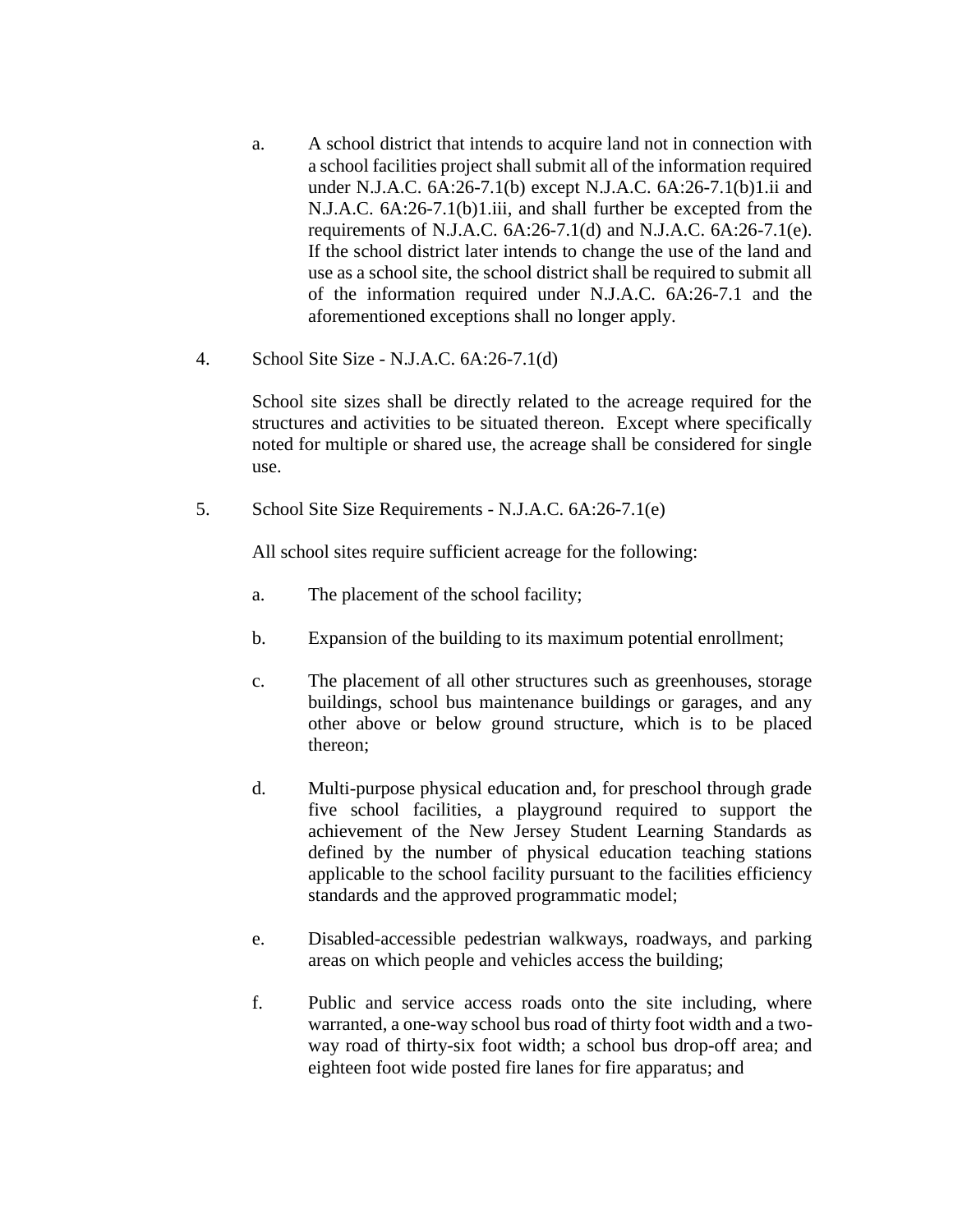a. A school district that intends to acquire land not in connection with a school facilities project shall submit all of the information required under N.J.A.C. 6A:26-7.1(b) except N.J.A.C. 6A:26-7.1(b)1.ii and N.J.A.C. 6A:26-7.1(b)1.iii, and shall further be excepted from the requirements of N.J.A.C. 6A:26-7.1(d) and N.J.A.C. 6A:26-7.1(e). If the school district later intends to change the use of the land and use as a school site, the school district shall be required to submit all of the information required under N.J.A.C. 6A:26-7.1 and the aforementioned exceptions shall no longer apply.

4. School Site Size - N.J.A.C. 6A:26-7.1(d)

School site sizes shall be directly related to the acreage required for the structures and activities to be situated thereon. Except where specifically noted for multiple or shared use, the acreage shall be considered for single use.

5. School Site Size Requirements - N.J.A.C. 6A:26-7.1(e)

All school sites require sufficient acreage for the following:

a. The placement of the school facility;

b. Expansion of the building to its maximum potential enrollment;

c. The placement of all other structures such as greenhouses, storage buildings, school bus maintenance buildings or garages, and any other above or below ground structure, which is to be placed thereon;

d. Multi-purpose physical education and, for preschool through grade five school facilities, a playground required to support the achievement of the New Jersey Student Learning Standards as defined by the number of physical education teaching stations applicable to the school facility pursuant to the facilities efficiency standards and the approved programmatic model;

e. Disabled-accessible pedestrian walkways, roadways, and parking areas on which people and vehicles access the building;

f. Public and service access roads onto the site including, where warranted, a one-way school bus road of thirty foot width and a two-way road of thirty-six foot width; a school bus drop-off area; and eighteen foot wide posted fire lanes for fire apparatus; and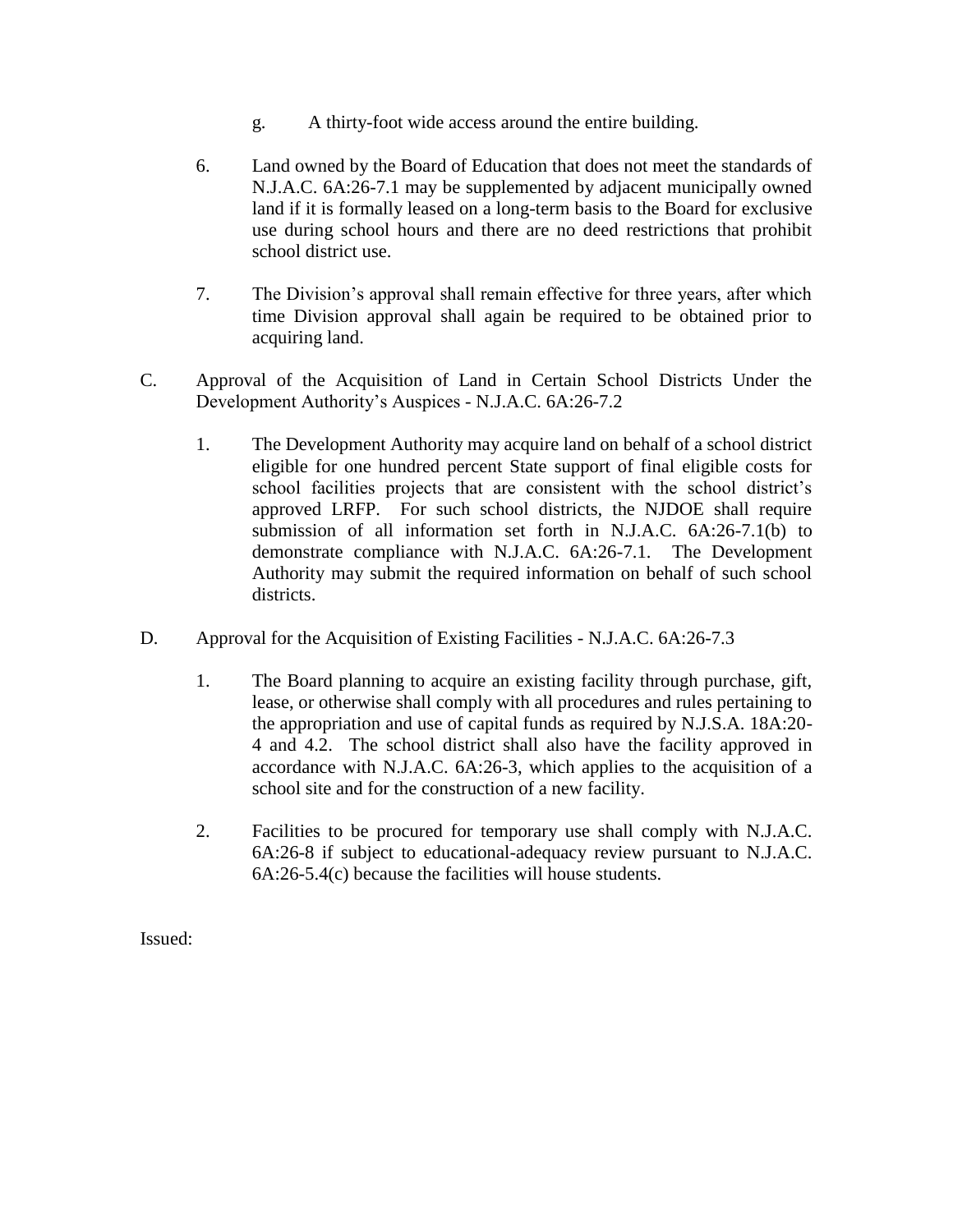g. A thirty-foot wide access around the entire building.

6. Land owned by the Board of Education that does not meet the standards of N.J.A.C. 6A:26-7.1 may be supplemented by adjacent municipally owned land if it is formally leased on a long-term basis to the Board for exclusive use during school hours and there are no deed restrictions that prohibit school district use.

7. The Division's approval shall remain effective for three years, after which time Division approval shall again be required to be obtained prior to acquiring land.

C. Approval of the Acquisition of Land in Certain School Districts Under the Development Authority's Auspices - N.J.A.C. 6A:26-7.2

1. The Development Authority may acquire land on behalf of a school district eligible for one hundred percent State support of final eligible costs for school facilities projects that are consistent with the school district's approved LRFP. For such school districts, the NJDOE shall require submission of all information set forth in N.J.A.C. 6A:26-7.1(b) to demonstrate compliance with N.J.A.C. 6A:26-7.1. The Development Authority may submit the required information on behalf of such school districts.

D. Approval for the Acquisition of Existing Facilities - N.J.A.C. 6A:26-7.3

1. The Board planning to acquire an existing facility through purchase, gift, lease, or otherwise shall comply with all procedures and rules pertaining to the appropriation and use of capital funds as required by N.J.S.A. 18A:20-4 and 4.2. The school district shall also have the facility approved in accordance with N.J.A.C. 6A:26-3, which applies to the acquisition of a school site and for the construction of a new facility.

2. Facilities to be procured for temporary use shall comply with N.J.A.C. 6A:26-8 if subject to educational-adequacy review pursuant to N.J.A.C. 6A:26-5.4(c) because the facilities will house students.

Issued: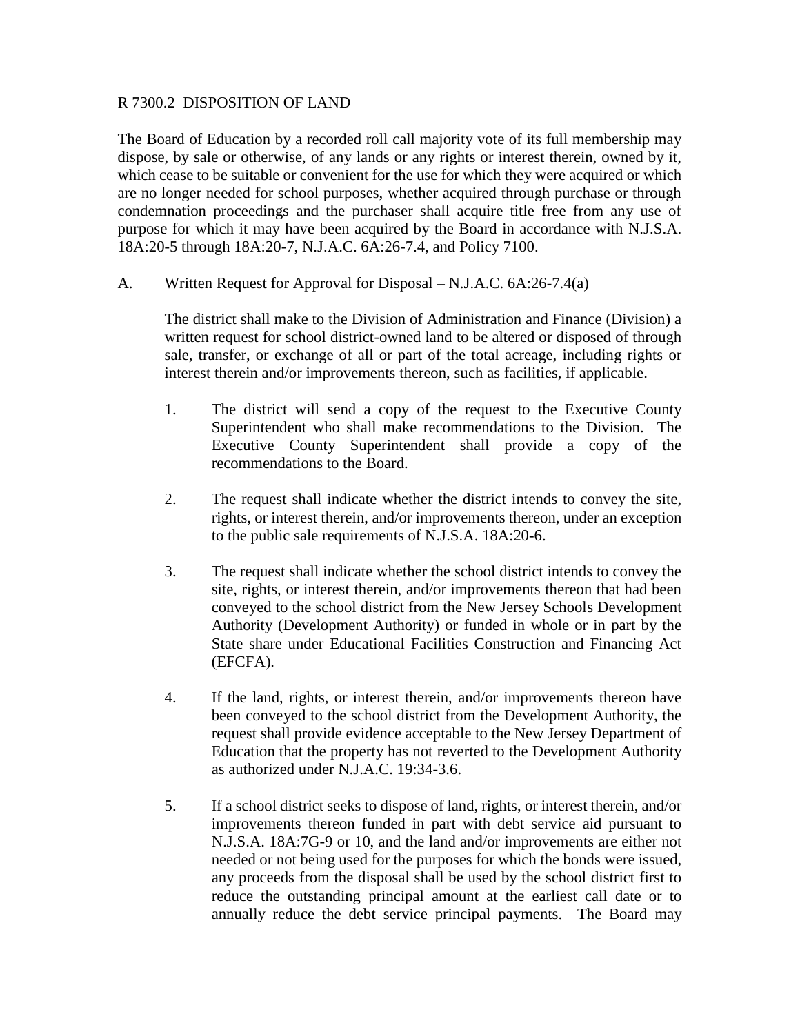R 7300.2 DISPOSITION OF LAND

The Board of Education by a recorded roll call majority vote of its full membership may dispose, by sale or otherwise, of any lands or any rights or interest therein, owned by it, which cease to be suitable or convenient for the use for which they were acquired or which are no longer needed for school purposes, whether acquired through purchase or through condemnation proceedings and the purchaser shall acquire title free from any use of purpose for which it may have been acquired by the Board in accordance with N.J.S.A. 18A:20-5 through 18A:20-7, N.J.A.C. 6A:26-7.4, and Policy 7100.

A. Written Request for Approval for Disposal – N.J.A.C. 6A:26-7.4(a)

The district shall make to the Division of Administration and Finance (Division) a written request for school district-owned land to be altered or disposed of through sale, transfer, or exchange of all or part of the total acreage, including rights or interest therein and/or improvements thereon, such as facilities, if applicable.

1. The district will send a copy of the request to the Executive County Superintendent who shall make recommendations to the Division. The Executive County Superintendent shall provide a copy of the recommendations to the Board.

2. The request shall indicate whether the district intends to convey the site, rights, or interest therein, and/or improvements thereon, under an exception to the public sale requirements of N.J.S.A. 18A:20-6.

3. The request shall indicate whether the school district intends to convey the site, rights, or interest therein, and/or improvements thereon that had been conveyed to the school district from the New Jersey Schools Development Authority (Development Authority) or funded in whole or in part by the State share under Educational Facilities Construction and Financing Act (EFCFA).

4. If the land, rights, or interest therein, and/or improvements thereon have been conveyed to the school district from the Development Authority, the request shall provide evidence acceptable to the New Jersey Department of Education that the property has not reverted to the Development Authority as authorized under N.J.A.C. 19:34-3.6.

5. If a school district seeks to dispose of land, rights, or interest therein, and/or improvements thereon funded in part with debt service aid pursuant to N.J.S.A. 18A:7G-9 or 10, and the land and/or improvements are either not needed or not being used for the purposes for which the bonds were issued, any proceeds from the disposal shall be used by the school district first to reduce the outstanding principal amount at the earliest call date or to annually reduce the debt service principal payments. The Board may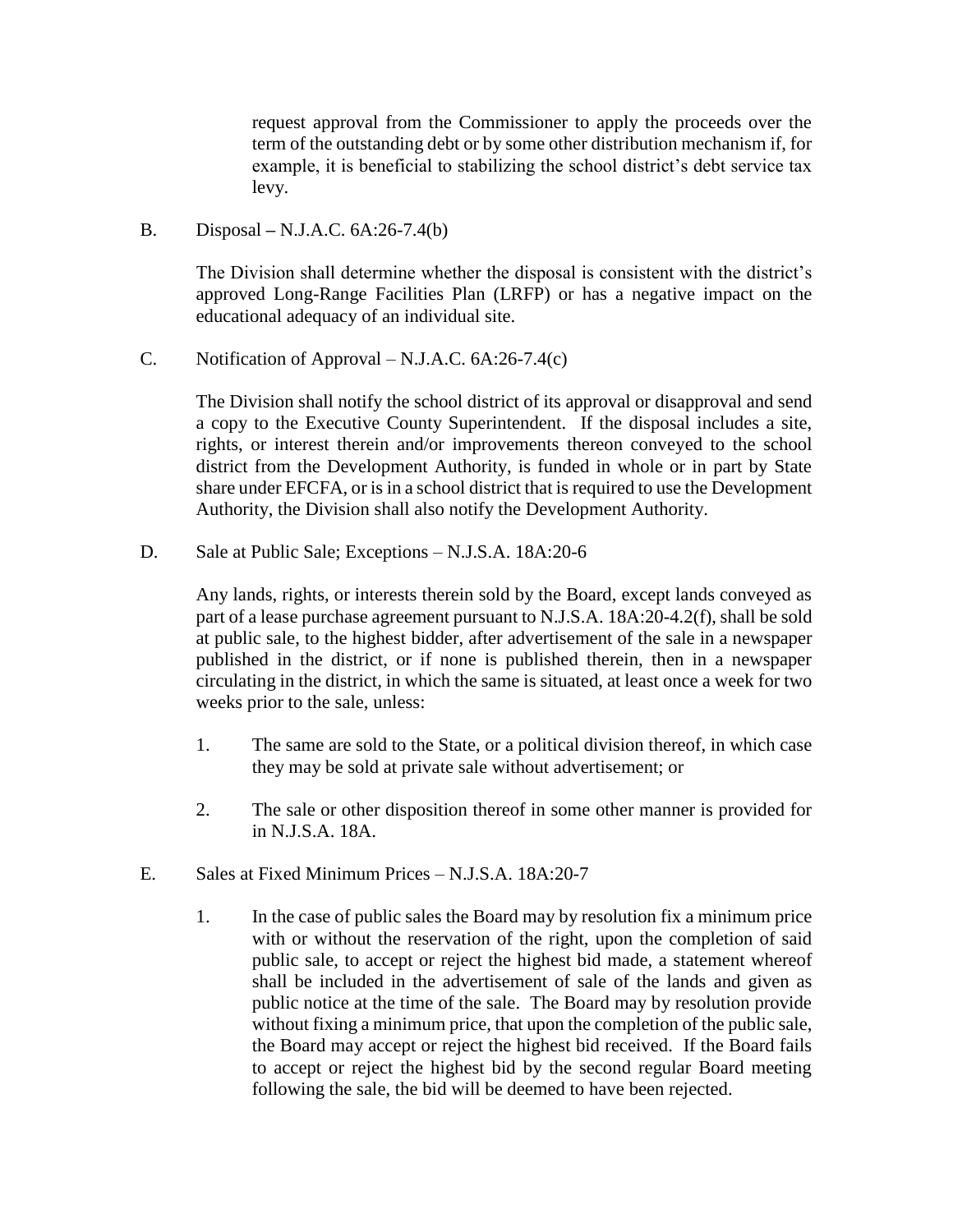request approval from the Commissioner to apply the proceeds over the term of the outstanding debt or by some other distribution mechanism if, for example, it is beneficial to stabilizing the school district's debt service tax levy.

B. Disposal – N.J.A.C. 6A:26-7.4(b)

The Division shall determine whether the disposal is consistent with the district's approved Long-Range Facilities Plan (LRFP) or has a negative impact on the educational adequacy of an individual site.

C. Notification of Approval – N.J.A.C. 6A:26-7.4(c)

The Division shall notify the school district of its approval or disapproval and send a copy to the Executive County Superintendent. If the disposal includes a site, rights, or interest therein and/or improvements thereon conveyed to the school district from the Development Authority, is funded in whole or in part by State share under EFCFA, or is in a school district that is required to use the Development Authority, the Division shall also notify the Development Authority.

D. Sale at Public Sale; Exceptions – N.J.S.A. 18A:20-6

Any lands, rights, or interests therein sold by the Board, except lands conveyed as part of a lease purchase agreement pursuant to N.J.S.A. 18A:20-4.2(f), shall be sold at public sale, to the highest bidder, after advertisement of the sale in a newspaper published in the district, or if none is published therein, then in a newspaper circulating in the district, in which the same is situated, at least once a week for two weeks prior to the sale, unless:

1. The same are sold to the State, or a political division thereof, in which case they may be sold at private sale without advertisement; or

2. The sale or other disposition thereof in some other manner is provided for in N.J.S.A. 18A.

E. Sales at Fixed Minimum Prices – N.J.S.A. 18A:20-7

1. In the case of public sales the Board may by resolution fix a minimum price with or without the reservation of the right, upon the completion of said public sale, to accept or reject the highest bid made, a statement whereof shall be included in the advertisement of sale of the lands and given as public notice at the time of the sale. The Board may by resolution provide without fixing a minimum price, that upon the completion of the public sale, the Board may accept or reject the highest bid received. If the Board fails to accept or reject the highest bid by the second regular Board meeting following the sale, the bid will be deemed to have been rejected.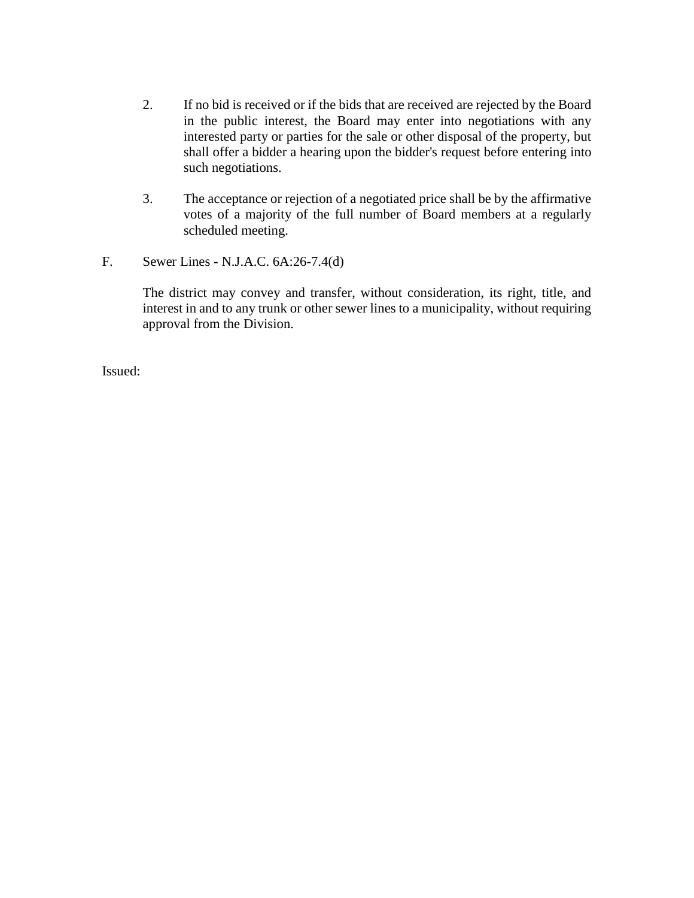2. If no bid is received or if the bids that are received are rejected by the Board in the public interest, the Board may enter into negotiations with any interested party or parties for the sale or other disposal of the property, but shall offer a bidder a hearing upon the bidder's request before entering into such negotiations.

3. The acceptance or rejection of a negotiated price shall be by the affirmative votes of a majority of the full number of Board members at a regularly scheduled meeting.

F. Sewer Lines - N.J.A.C. 6A:26-7.4(d)

The district may convey and transfer, without consideration, its right, title, and interest in and to any trunk or other sewer lines to a municipality, without requiring approval from the Division.

Issued: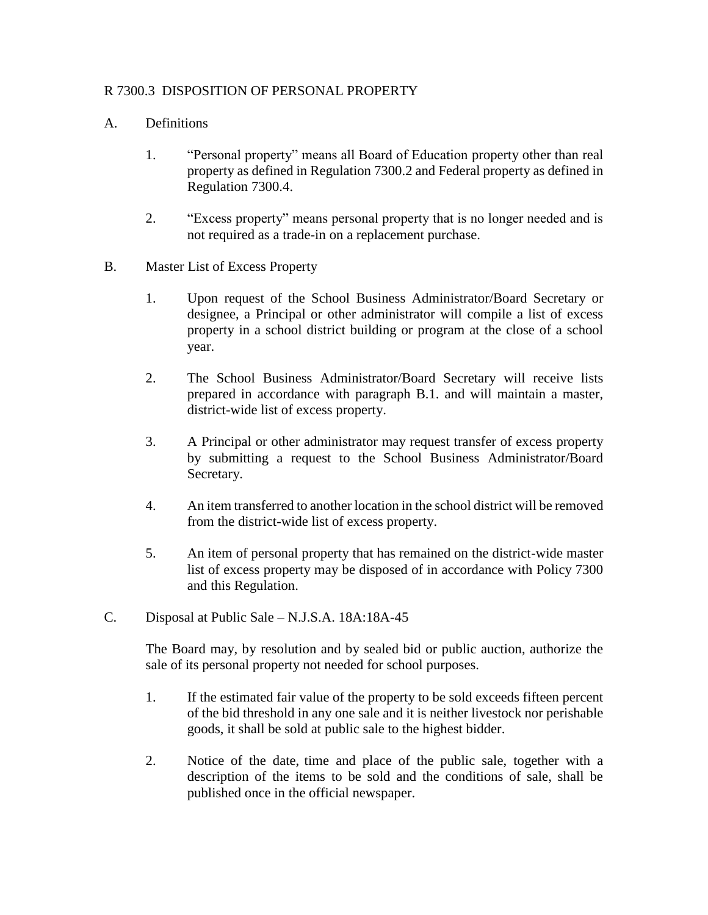# R 7300.3 DISPOSITION OF PERSONAL PROPERTY

A. Definitions

1. "Personal property" means all Board of Education property other than real property as defined in Regulation 7300.2 and Federal property as defined in Regulation 7300.4.

2. "Excess property" means personal property that is no longer needed and is not required as a trade-in on a replacement purchase.

B. Master List of Excess Property

1. Upon request of the School Business Administrator/Board Secretary or designee, a Principal or other administrator will compile a list of excess property in a school district building or program at the close of a school year.

2. The School Business Administrator/Board Secretary will receive lists prepared in accordance with paragraph B.1. and will maintain a master, district-wide list of excess property.

3. A Principal or other administrator may request transfer of excess property by submitting a request to the School Business Administrator/Board Secretary.

4. An item transferred to another location in the school district will be removed from the district-wide list of excess property.

5. An item of personal property that has remained on the district-wide master list of excess property may be disposed of in accordance with Policy 7300 and this Regulation.

C. Disposal at Public Sale – N.J.S.A. 18A:18A-45

The Board may, by resolution and by sealed bid or public auction, authorize the sale of its personal property not needed for school purposes.

1. If the estimated fair value of the property to be sold exceeds fifteen percent of the bid threshold in any one sale and it is neither livestock nor perishable goods, it shall be sold at public sale to the highest bidder.

2. Notice of the date, time and place of the public sale, together with a description of the items to be sold and the conditions of sale, shall be published once in the official newspaper.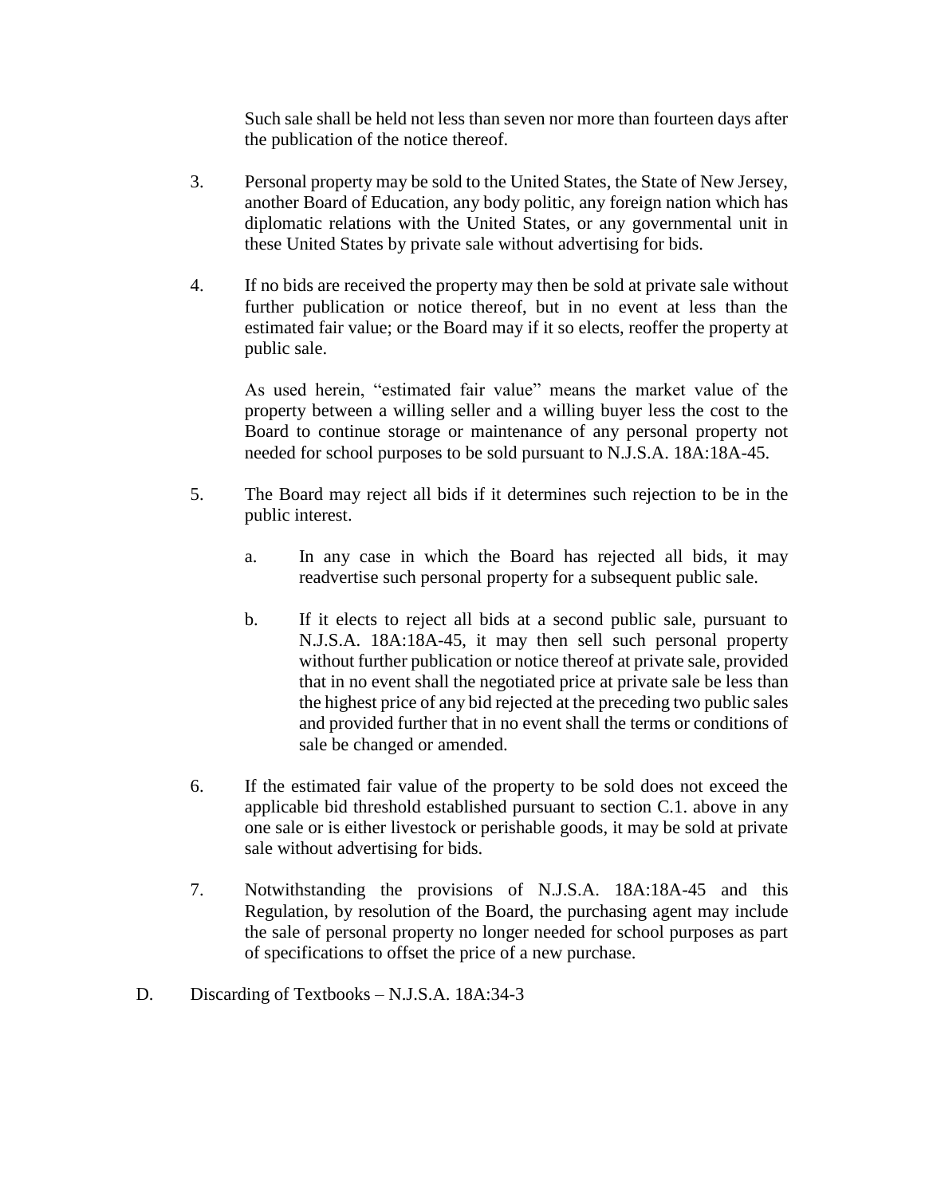Such sale shall be held not less than seven nor more than fourteen days after the publication of the notice thereof.

3. Personal property may be sold to the United States, the State of New Jersey, another Board of Education, any body politic, any foreign nation which has diplomatic relations with the United States, or any governmental unit in these United States by private sale without advertising for bids.

4. If no bids are received the property may then be sold at private sale without further publication or notice thereof, but in no event at less than the estimated fair value; or the Board may if it so elects, reoffer the property at public sale.

   As used herein, "estimated fair value" means the market value of the property between a willing seller and a willing buyer less the cost to the Board to continue storage or maintenance of any personal property not needed for school purposes to be sold pursuant to N.J.S.A. 18A:18A-45.

5. The Board may reject all bids if it determines such rejection to be in the public interest.

   a. In any case in which the Board has rejected all bids, it may readvertise such personal property for a subsequent public sale.

   b. If it elects to reject all bids at a second public sale, pursuant to N.J.S.A. 18A:18A-45, it may then sell such personal property without further publication or notice thereof at private sale, provided that in no event shall the negotiated price at private sale be less than the highest price of any bid rejected at the preceding two public sales and provided further that in no event shall the terms or conditions of sale be changed or amended.

6. If the estimated fair value of the property to be sold does not exceed the applicable bid threshold established pursuant to section C.1. above in any one sale or is either livestock or perishable goods, it may be sold at private sale without advertising for bids.

7. Notwithstanding the provisions of N.J.S.A. 18A:18A-45 and this Regulation, by resolution of the Board, the purchasing agent may include the sale of personal property no longer needed for school purposes as part of specifications to offset the price of a new purchase.

D. Discarding of Textbooks – N.J.S.A. 18A:34-3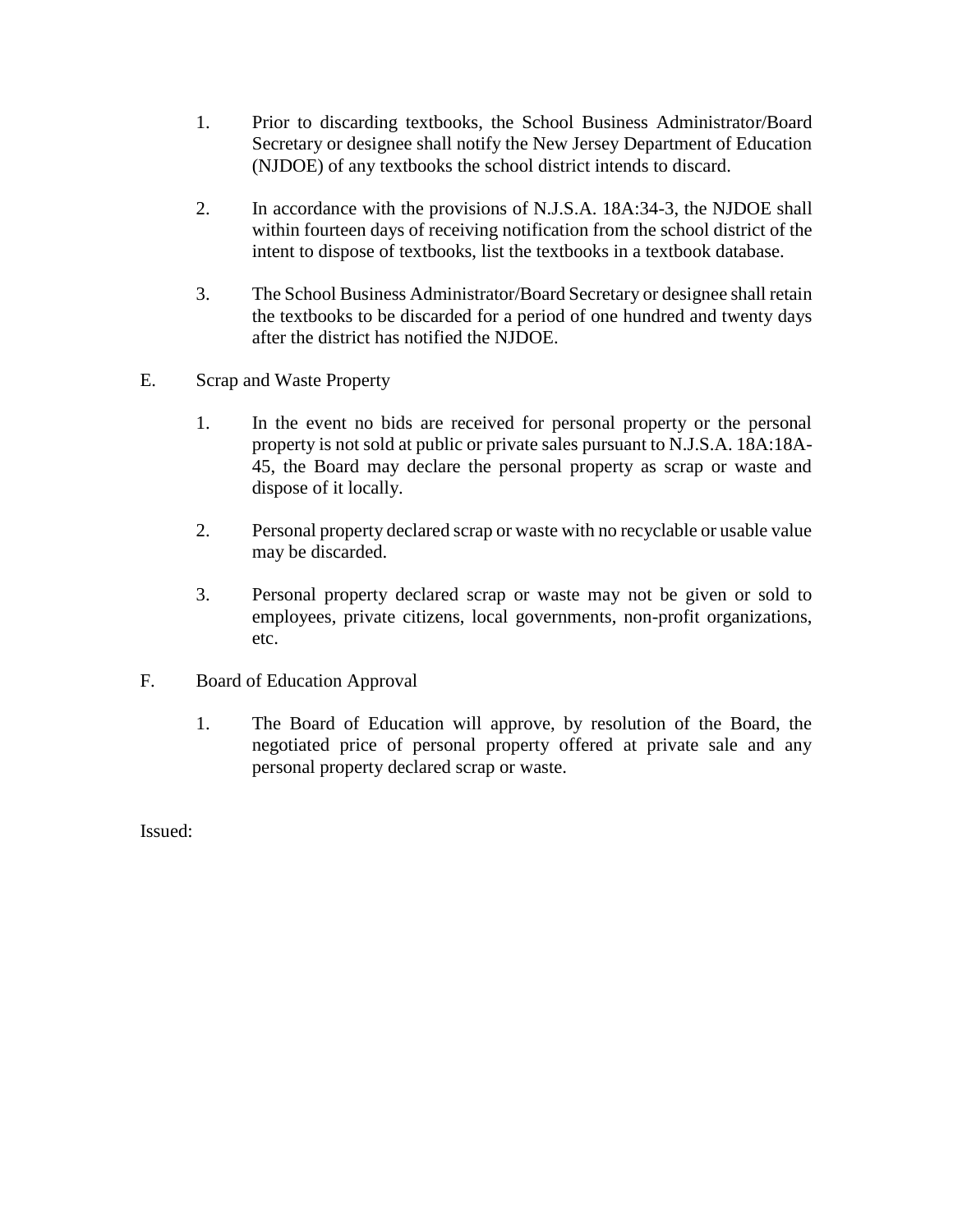1. Prior to discarding textbooks, the School Business Administrator/Board Secretary or designee shall notify the New Jersey Department of Education (NJDOE) of any textbooks the school district intends to discard.

2. In accordance with the provisions of N.J.S.A. 18A:34-3, the NJDOE shall within fourteen days of receiving notification from the school district of the intent to dispose of textbooks, list the textbooks in a textbook database.

3. The School Business Administrator/Board Secretary or designee shall retain the textbooks to be discarded for a period of one hundred and twenty days after the district has notified the NJDOE.

E. Scrap and Waste Property

1. In the event no bids are received for personal property or the personal property is not sold at public or private sales pursuant to N.J.S.A. 18A:18A-45, the Board may declare the personal property as scrap or waste and dispose of it locally.

2. Personal property declared scrap or waste with no recyclable or usable value may be discarded.

3. Personal property declared scrap or waste may not be given or sold to employees, private citizens, local governments, non-profit organizations, etc.

F. Board of Education Approval

1. The Board of Education will approve, by resolution of the Board, the negotiated price of personal property offered at private sale and any personal property declared scrap or waste.

Issued: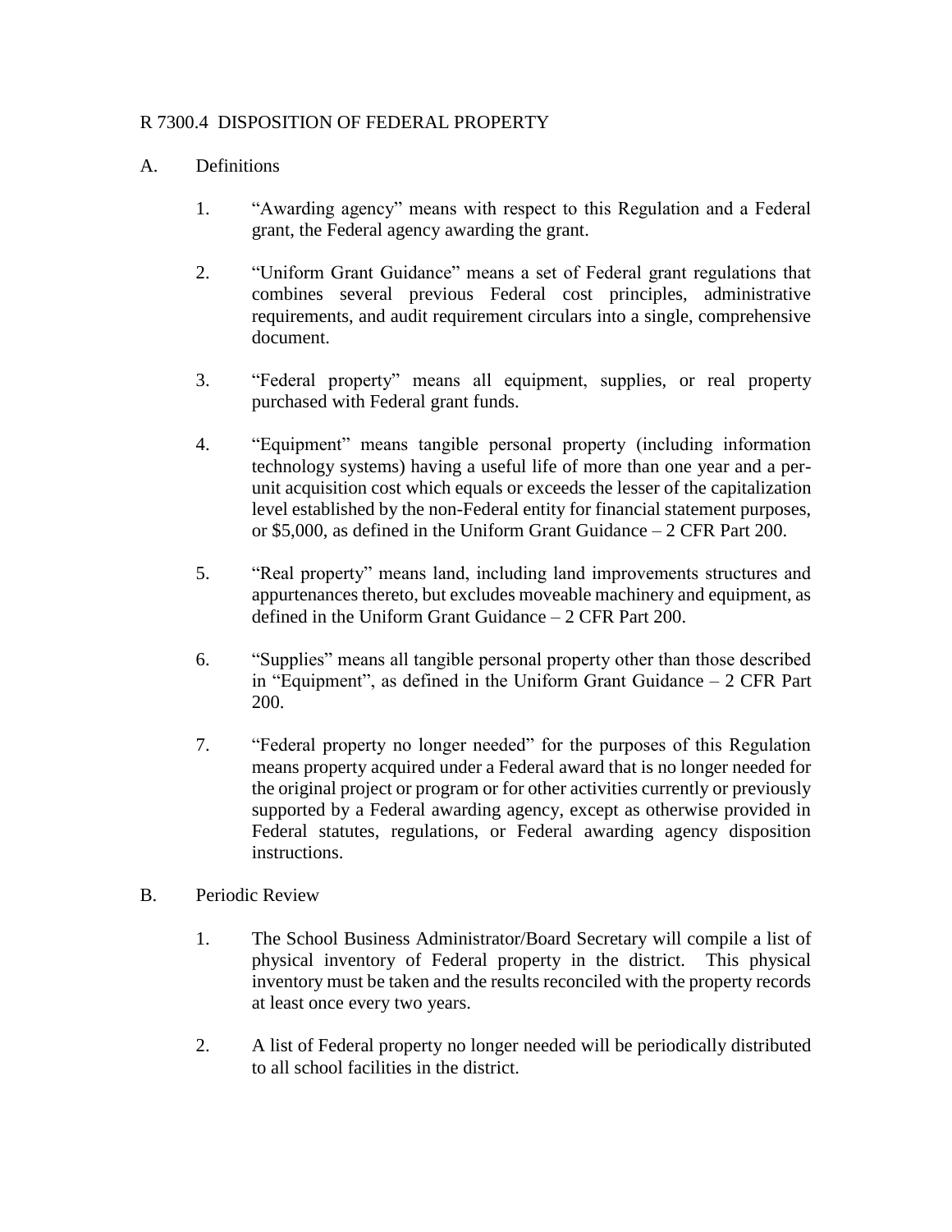## R 7300.4 DISPOSITION OF FEDERAL PROPERTY

A. Definitions

1. "Awarding agency" means with respect to this Regulation and a Federal grant, the Federal agency awarding the grant.

2. "Uniform Grant Guidance" means a set of Federal grant regulations that combines several previous Federal cost principles, administrative requirements, and audit requirement circulars into a single, comprehensive document.

3. "Federal property" means all equipment, supplies, or real property purchased with Federal grant funds.

4. "Equipment" means tangible personal property (including information technology systems) having a useful life of more than one year and a per-unit acquisition cost which equals or exceeds the lesser of the capitalization level established by the non-Federal entity for financial statement purposes, or $5,000, as defined in the Uniform Grant Guidance – 2 CFR Part 200.

5. "Real property" means land, including land improvements structures and appurtenances thereto, but excludes moveable machinery and equipment, as defined in the Uniform Grant Guidance – 2 CFR Part 200.

6. "Supplies" means all tangible personal property other than those described in "Equipment", as defined in the Uniform Grant Guidance – 2 CFR Part 200.

7. "Federal property no longer needed" for the purposes of this Regulation means property acquired under a Federal award that is no longer needed for the original project or program or for other activities currently or previously supported by a Federal awarding agency, except as otherwise provided in Federal statutes, regulations, or Federal awarding agency disposition instructions.

B. Periodic Review

1. The School Business Administrator/Board Secretary will compile a list of physical inventory of Federal property in the district. This physical inventory must be taken and the results reconciled with the property records at least once every two years.

2. A list of Federal property no longer needed will be periodically distributed to all school facilities in the district.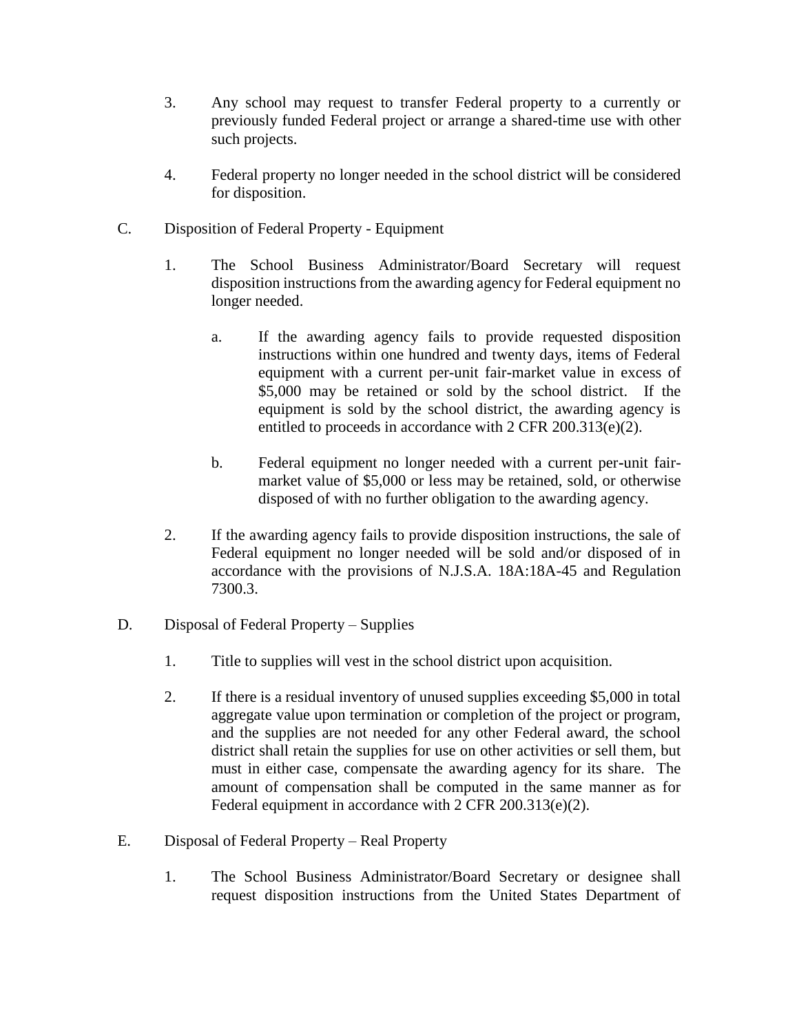3. Any school may request to transfer Federal property to a currently or previously funded Federal project or arrange a shared-time use with other such projects.

4. Federal property no longer needed in the school district will be considered for disposition.

C. Disposition of Federal Property - Equipment

   1. The School Business Administrator/Board Secretary will request disposition instructions from the awarding agency for Federal equipment no longer needed.

      a. If the awarding agency fails to provide requested disposition instructions within one hundred and twenty days, items of Federal equipment with a current per-unit fair-market value in excess of $5,000 may be retained or sold by the school district. If the equipment is sold by the school district, the awarding agency is entitled to proceeds in accordance with 2 CFR 200.313(e)(2).

      b. Federal equipment no longer needed with a current per-unit fair-market value of $5,000 or less may be retained, sold, or otherwise disposed of with no further obligation to the awarding agency.

   2. If the awarding agency fails to provide disposition instructions, the sale of Federal equipment no longer needed will be sold and/or disposed of in accordance with the provisions of N.J.S.A. 18A:18A-45 and Regulation 7300.3.

D. Disposal of Federal Property – Supplies

   1. Title to supplies will vest in the school district upon acquisition.

   2. If there is a residual inventory of unused supplies exceeding $5,000 in total aggregate value upon termination or completion of the project or program, and the supplies are not needed for any other Federal award, the school district shall retain the supplies for use on other activities or sell them, but must in either case, compensate the awarding agency for its share. The amount of compensation shall be computed in the same manner as for Federal equipment in accordance with 2 CFR 200.313(e)(2).

E. Disposal of Federal Property – Real Property

   1. The School Business Administrator/Board Secretary or designee shall request disposition instructions from the United States Department of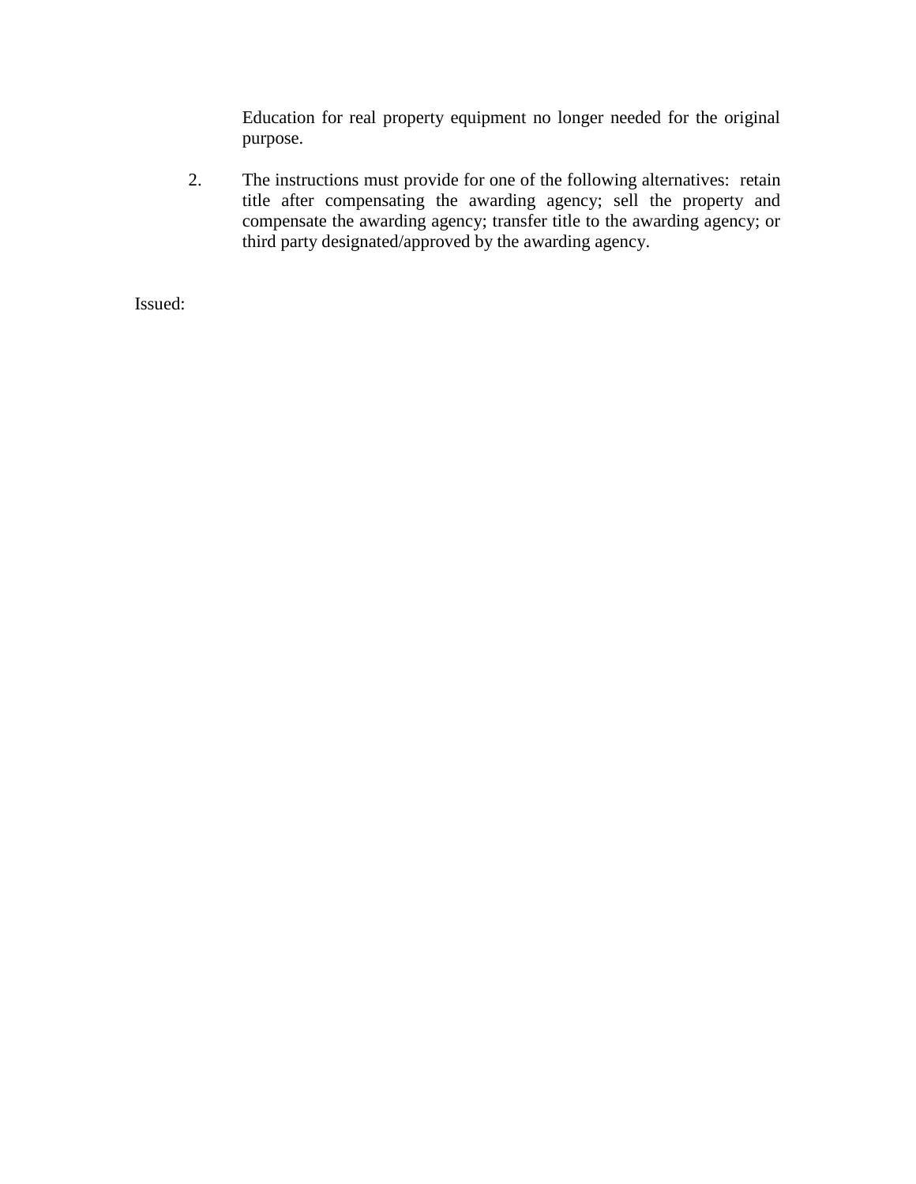Education for real property equipment no longer needed for the original purpose.

2. The instructions must provide for one of the following alternatives: retain title after compensating the awarding agency; sell the property and compensate the awarding agency; transfer title to the awarding agency; or third party designated/approved by the awarding agency.

Issued: